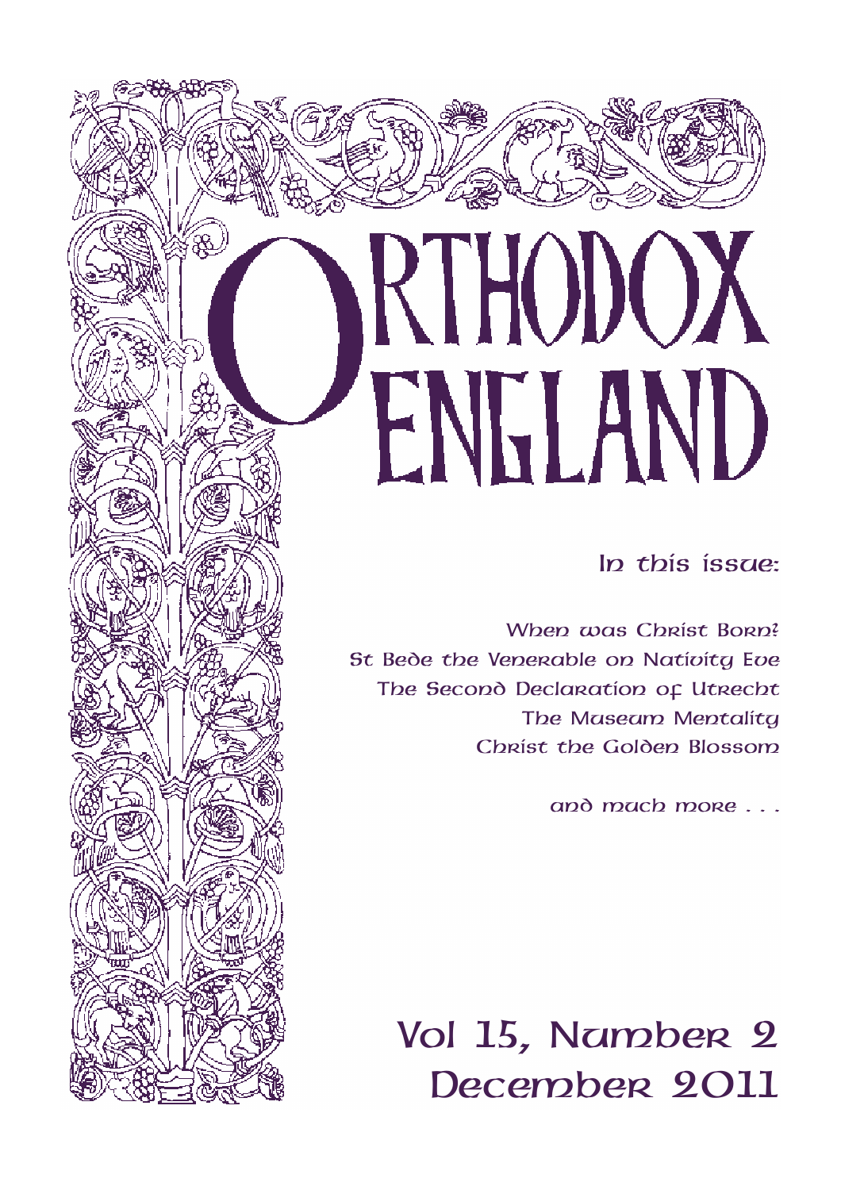# ORTHODOX ENGLAND

In this issue:

When was Christ Born?
St Bede the Venerable on Nativity Eve
The Second Declaration of Utrecht
The Museum Mentality
Christ the Golden Blossom

and much more . . .

Vol 15, Number 2
December 2011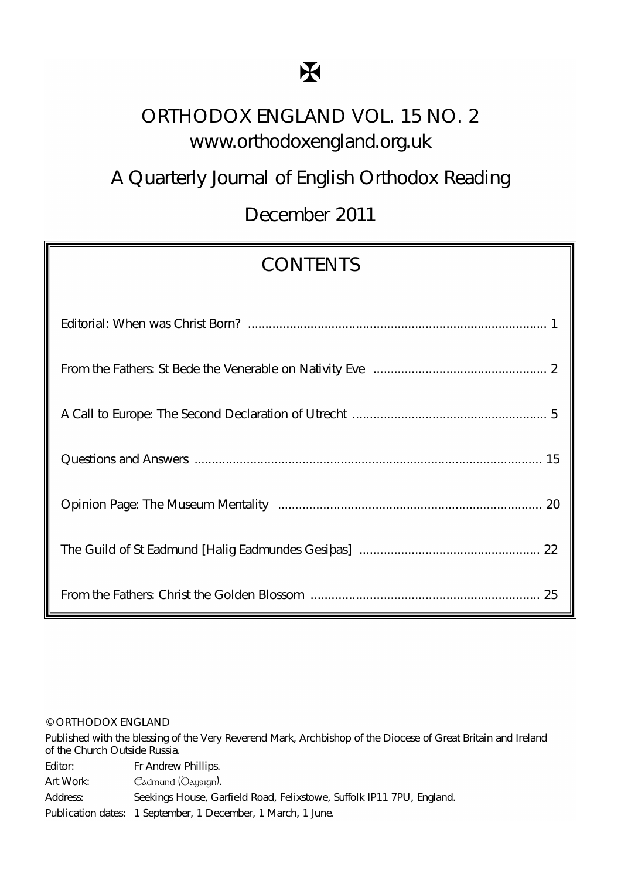✠

# ORTHODOX ENGLAND VOL. 15 NO. 2

www.orthodoxengland.org.uk

## A Quarterly Journal of English Orthodox Reading

## December 2011

## CONTENTS

| | |
|---|---|
| Editorial: When was Christ Born? | 1 |
| From the Fathers: St Bede the Venerable on Nativity Eve | 2 |
| A Call to Europe: The Second Declaration of Utrecht | 5 |
| Questions and Answers | 15 |
| Opinion Page: The Museum Mentality | 20 |
| The Guild of St Eadmund [Halig Eadmundes Gesiþas] | 22 |
| From the Fathers: Christ the Golden Blossom | 25 |

© ORTHODOX ENGLAND

Published with the blessing of the Very Reverend Mark, Archbishop of the Diocese of Great Britain and Ireland of the Church Outside Russia.

Editor: Fr Andrew Phillips.

Art Work: Eadmund (Daysign).

Address: Seekings House, Garfield Road, Felixstowe, Suffolk IP11 7PU, England.

Publication dates: 1 September, 1 December, 1 March, 1 June.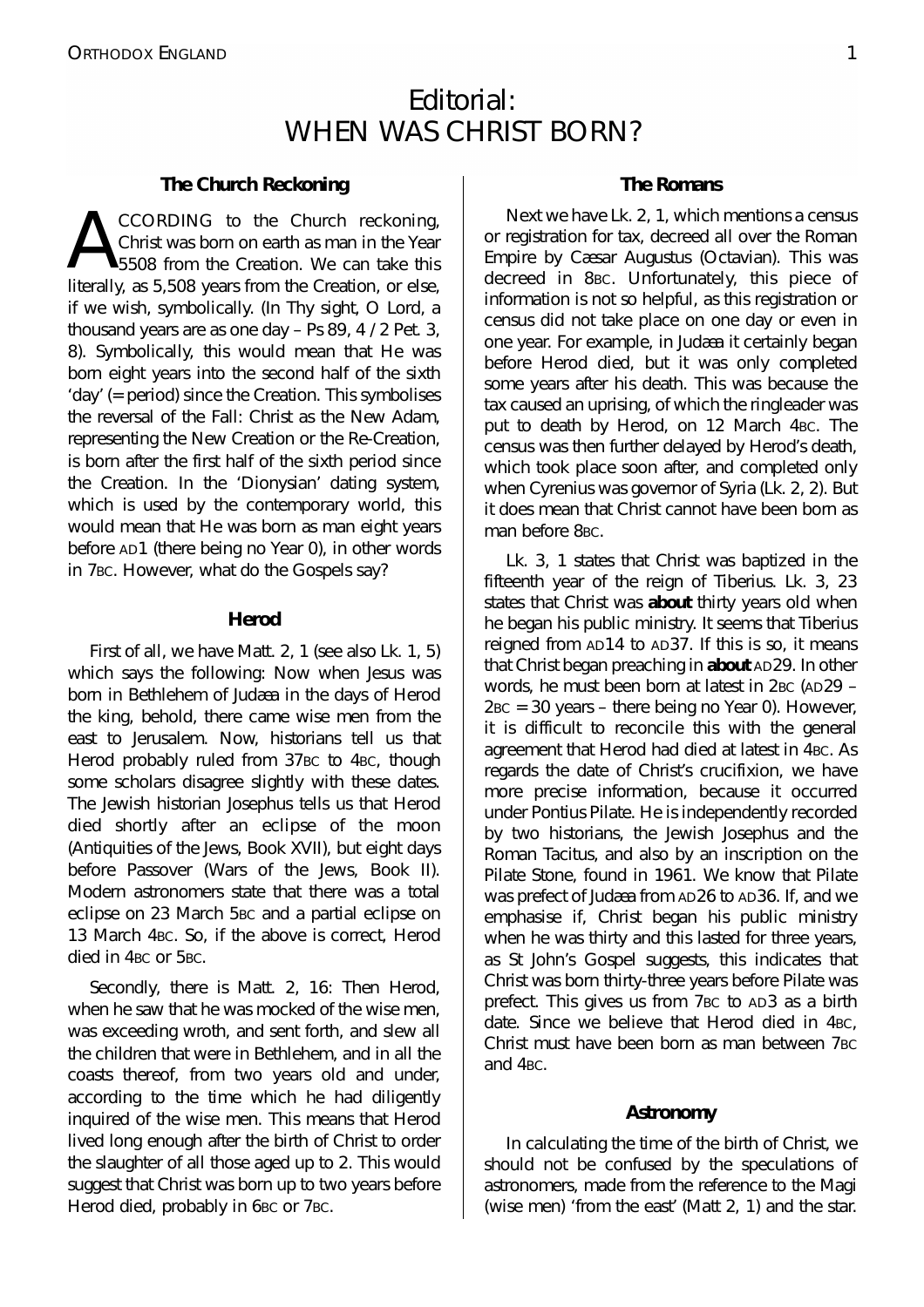# Editorial: WHEN WAS CHRIST BORN?

### The Church Reckoning

ACCORDING to the Church reckoning, Christ was born on earth as man in the Year 5508 from the Creation. We can take this literally, as 5,508 years from the Creation, or else, if we wish, symbolically. (In Thy sight, O Lord, a thousand years are as one day – Ps 89, 4 / 2 Pet. 3, 8). Symbolically, this would mean that He was born eight years into the second half of the sixth 'day' (= period) since the Creation. This symbolises the reversal of the Fall: Christ as the New Adam, representing the New Creation or the Re-Creation, is born after the first half of the sixth period since the Creation. In the 'Dionysian' dating system, which is used by the contemporary world, this would mean that He was born as man eight years before AD1 (there being no Year 0), in other words in 7BC. However, what do the Gospels say?

### Herod

First of all, we have Matt. 2, 1 (see also Lk. 1, 5) which says the following: Now when Jesus was born in Bethlehem of Judæa in the days of Herod the king, behold, there came wise men from the east to Jerusalem. Now, historians tell us that Herod probably ruled from 37BC to 4BC, though some scholars disagree slightly with these dates. The Jewish historian Josephus tells us that Herod died shortly after an eclipse of the moon (Antiquities of the Jews, Book XVII), but eight days before Passover (Wars of the Jews, Book II). Modern astronomers state that there was a total eclipse on 23 March 5BC and a partial eclipse on 13 March 4BC. So, if the above is correct, Herod died in 4BC or 5BC.

Secondly, there is Matt. 2, 16: Then Herod, when he saw that he was mocked of the wise men, was exceeding wroth, and sent forth, and slew all the children that were in Bethlehem, and in all the coasts thereof, from two years old and under, according to the time which he had diligently inquired of the wise men. This means that Herod lived long enough after the birth of Christ to order the slaughter of all those aged up to 2. This would suggest that Christ was born up to two years before Herod died, probably in 6BC or 7BC.

### The Romans

Next we have Lk. 2, 1, which mentions a census or registration for tax, decreed all over the Roman Empire by Cæsar Augustus (Octavian). This was decreed in 8BC. Unfortunately, this piece of information is not so helpful, as this registration or census did not take place on one day or even in one year. For example, in Judæa it certainly began before Herod died, but it was only completed some years after his death. This was because the tax caused an uprising, of which the ringleader was put to death by Herod, on 12 March 4BC. The census was then further delayed by Herod's death, which took place soon after, and completed only when Cyrenius was governor of Syria (Lk. 2, 2). But it does mean that Christ cannot have been born as man before 8BC.

Lk. 3, 1 states that Christ was baptized in the fifteenth year of the reign of Tiberius. Lk. 3, 23 states that Christ was **about** thirty years old when he began his public ministry. It seems that Tiberius reigned from AD14 to AD37. If this is so, it means that Christ began preaching in **about** AD29. In other words, he must been born at latest in 2BC (AD29 – 2BC = 30 years – there being no Year 0). However, it is difficult to reconcile this with the general agreement that Herod had died at latest in 4BC. As regards the date of Christ's crucifixion, we have more precise information, because it occurred under Pontius Pilate. He is independently recorded by two historians, the Jewish Josephus and the Roman Tacitus, and also by an inscription on the Pilate Stone, found in 1961. We know that Pilate was prefect of Judæa from AD26 to AD36. If, and we emphasise if, Christ began his public ministry when he was thirty and this lasted for three years, as St John's Gospel suggests, this indicates that Christ was born thirty-three years before Pilate was prefect. This gives us from 7BC to AD3 as a birth date. Since we believe that Herod died in 4BC, Christ must have been born as man between 7BC and 4BC.

### Astronomy

In calculating the time of the birth of Christ, we should not be confused by the speculations of astronomers, made from the reference to the Magi (wise men) 'from the east' (Matt 2, 1) and the star.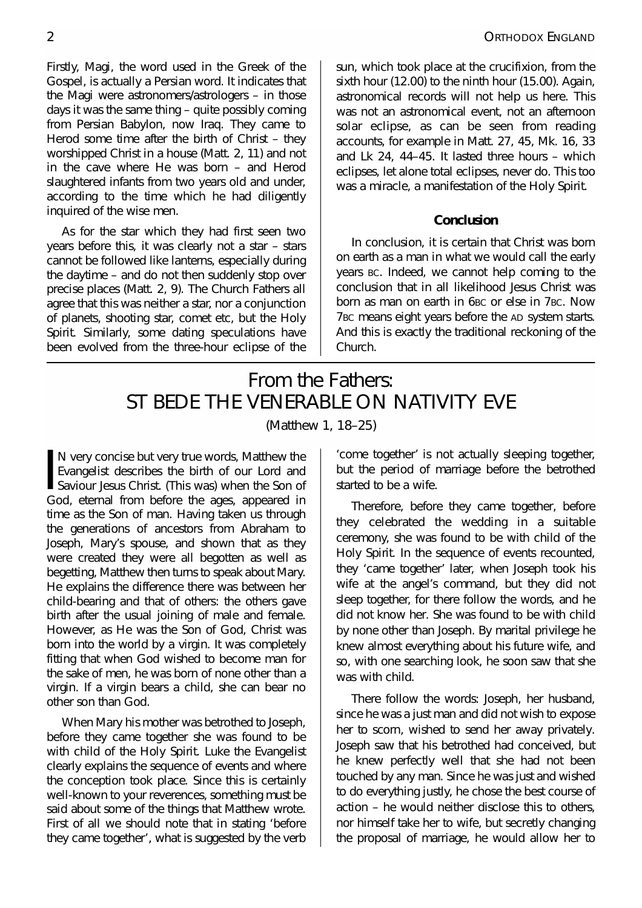Firstly, Magi, the word used in the Greek of the Gospel, is actually a Persian word. It indicates that the Magi were astronomers/astrologers – in those days it was the same thing – quite possibly coming from Persian Babylon, now Iraq. They came to Herod some time after the birth of Christ – they worshipped Christ in a house (Matt. 2, 11) and not in the cave where He was born – and Herod slaughtered infants from two years old and under, according to the time which he had diligently inquired of the wise men.

As for the star which they had first seen two years before this, it was clearly not a star – stars cannot be followed like lanterns, especially during the daytime – and do not then suddenly stop over precise places (Matt. 2, 9). The Church Fathers all agree that this was neither a star, nor a conjunction of planets, shooting star, comet etc, but the Holy Spirit. Similarly, some dating speculations have been evolved from the three-hour eclipse of the sun, which took place at the crucifixion, from the sixth hour (12.00) to the ninth hour (15.00). Again, astronomical records will not help us here. This was not an astronomical event, not an afternoon solar eclipse, as can be seen from reading accounts, for example in Matt. 27, 45, Mk. 16, 33 and Lk 24, 44–45. It lasted three hours – which eclipses, let alone total eclipses, never do. This too was a miracle, a manifestation of the Holy Spirit.

### Conclusion

In conclusion, it is certain that Christ was born on earth as a man in what we would call the early years BC. Indeed, we cannot help coming to the conclusion that in all likelihood Jesus Christ was born as man on earth in 6BC or else in 7BC. Now 7BC means eight years before the AD system starts. And this is exactly the traditional reckoning of the Church.

## From the Fathers: ST BEDE THE VENERABLE ON NATIVITY EVE

(Matthew 1, 18–25)

IN very concise but very true words, Matthew the Evangelist describes the birth of our Lord and Saviour Jesus Christ. (This was) when the Son of God, eternal from before the ages, appeared in time as the Son of man. Having taken us through the generations of ancestors from Abraham to Joseph, Mary's spouse, and shown that as they were created they were all begotten as well as begetting, Matthew then turns to speak about Mary. He explains the difference there was between her child-bearing and that of others: the others gave birth after the usual joining of male and female. However, as He was the Son of God, Christ was born into the world by a virgin. It was completely fitting that when God wished to become man for the sake of men, he was born of none other than a virgin. If a virgin bears a child, she can bear no other son than God.

When Mary his mother was betrothed to Joseph, before they came together she was found to be with child of the Holy Spirit. Luke the Evangelist clearly explains the sequence of events and where the conception took place. Since this is certainly well-known to your reverences, something must be said about some of the things that Matthew wrote. First of all we should note that in stating 'before they came together', what is suggested by the verb 'come together' is not actually sleeping together, but the period of marriage before the betrothed started to be a wife.

Therefore, before they came together, before they celebrated the wedding in a suitable ceremony, she was found to be with child of the Holy Spirit. In the sequence of events recounted, they 'came together' later, when Joseph took his wife at the angel's command, but they did not sleep together, for there follow the words, and he did not know her. She was found to be with child by none other than Joseph. By marital privilege he knew almost everything about his future wife, and so, with one searching look, he soon saw that she was with child.

There follow the words: Joseph, her husband, since he was a just man and did not wish to expose her to scorn, wished to send her away privately. Joseph saw that his betrothed had conceived, but he knew perfectly well that she had not been touched by any man. Since he was just and wished to do everything justly, he chose the best course of action – he would neither disclose this to others, nor himself take her to wife, but secretly changing the proposal of marriage, he would allow her to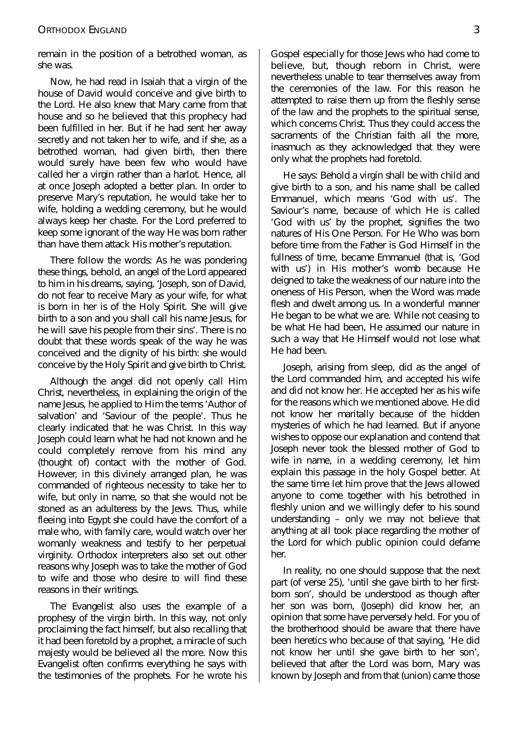remain in the position of a betrothed woman, as she was.

Now, he had read in Isaiah that a virgin of the house of David would conceive and give birth to the Lord. He also knew that Mary came from that house and so he believed that this prophecy had been fulfilled in her. But if he had sent her away secretly and not taken her to wife, and if she, as a betrothed woman, had given birth, then there would surely have been few who would have called her a virgin rather than a harlot. Hence, all at once Joseph adopted a better plan. In order to preserve Mary's reputation, he would take her to wife, holding a wedding ceremony, but he would always keep her chaste. For the Lord preferred to keep some ignorant of the way He was born rather than have them attack His mother's reputation.

There follow the words: As he was pondering these things, behold, an angel of the Lord appeared to him in his dreams, saying, 'Joseph, son of David, do not fear to receive Mary as your wife, for what is born in her is of the Holy Spirit. She will give birth to a son and you shall call his name Jesus, for he will save his people from their sins'. There is no doubt that these words speak of the way he was conceived and the dignity of his birth: she would conceive by the Holy Spirit and give birth to Christ.

Although the angel did not openly call Him Christ, nevertheless, in explaining the origin of the name Jesus, he applied to Him the terms 'Author of salvation' and 'Saviour of the people'. Thus he clearly indicated that he was Christ. In this way Joseph could learn what he had not known and he could completely remove from his mind any (thought of) contact with the mother of God. However, in this divinely arranged plan, he was commanded of righteous necessity to take her to wife, but only in name, so that she would not be stoned as an adulteress by the Jews. Thus, while fleeing into Egypt she could have the comfort of a male who, with family care, would watch over her womanly weakness and testify to her perpetual virginity. Orthodox interpreters also set out other reasons why Joseph was to take the mother of God to wife and those who desire to will find these reasons in their writings.

The Evangelist also uses the example of a prophesy of the virgin birth. In this way, not only proclaiming the fact himself, but also recalling that it had been foretold by a prophet, a miracle of such majesty would be believed all the more. Now this Evangelist often confirms everything he says with the testimonies of the prophets. For he wrote his Gospel especially for those Jews who had come to believe, but, though reborn in Christ, were nevertheless unable to tear themselves away from the ceremonies of the law. For this reason he attempted to raise them up from the fleshly sense of the law and the prophets to the spiritual sense, which concerns Christ. Thus they could access the sacraments of the Christian faith all the more, inasmuch as they acknowledged that they were only what the prophets had foretold.

He says: Behold a virgin shall be with child and give birth to a son, and his name shall be called Emmanuel, which means 'God with us'. The Saviour's name, because of which He is called 'God with us' by the prophet, signifies the two natures of His One Person. For He Who was born before time from the Father is God Himself in the fullness of time, became Emmanuel (that is, 'God with us') in His mother's womb because He deigned to take the weakness of our nature into the oneness of His Person, when the Word was made flesh and dwelt among us. In a wonderful manner He began to be what we are. While not ceasing to be what He had been, He assumed our nature in such a way that He Himself would not lose what He had been.

Joseph, arising from sleep, did as the angel of the Lord commanded him, and accepted his wife and did not know her. He accepted her as his wife for the reasons which we mentioned above. He did not know her maritally because of the hidden mysteries of which he had learned. But if anyone wishes to oppose our explanation and contend that Joseph never took the blessed mother of God to wife in name, in a wedding ceremony, let him explain this passage in the holy Gospel better. At the same time let him prove that the Jews allowed anyone to come together with his betrothed in fleshly union and we willingly defer to his sound understanding – only we may not believe that anything at all took place regarding the mother of the Lord for which public opinion could defame her.

In reality, no one should suppose that the next part (of verse 25), 'until she gave birth to her first-born son', should be understood as though after her son was born, (Joseph) did know her, an opinion that some have perversely held. For you of the brotherhood should be aware that there have been heretics who because of that saying, 'He did not know her until she gave birth to her son', believed that after the Lord was born, Mary was known by Joseph and from that (union) came those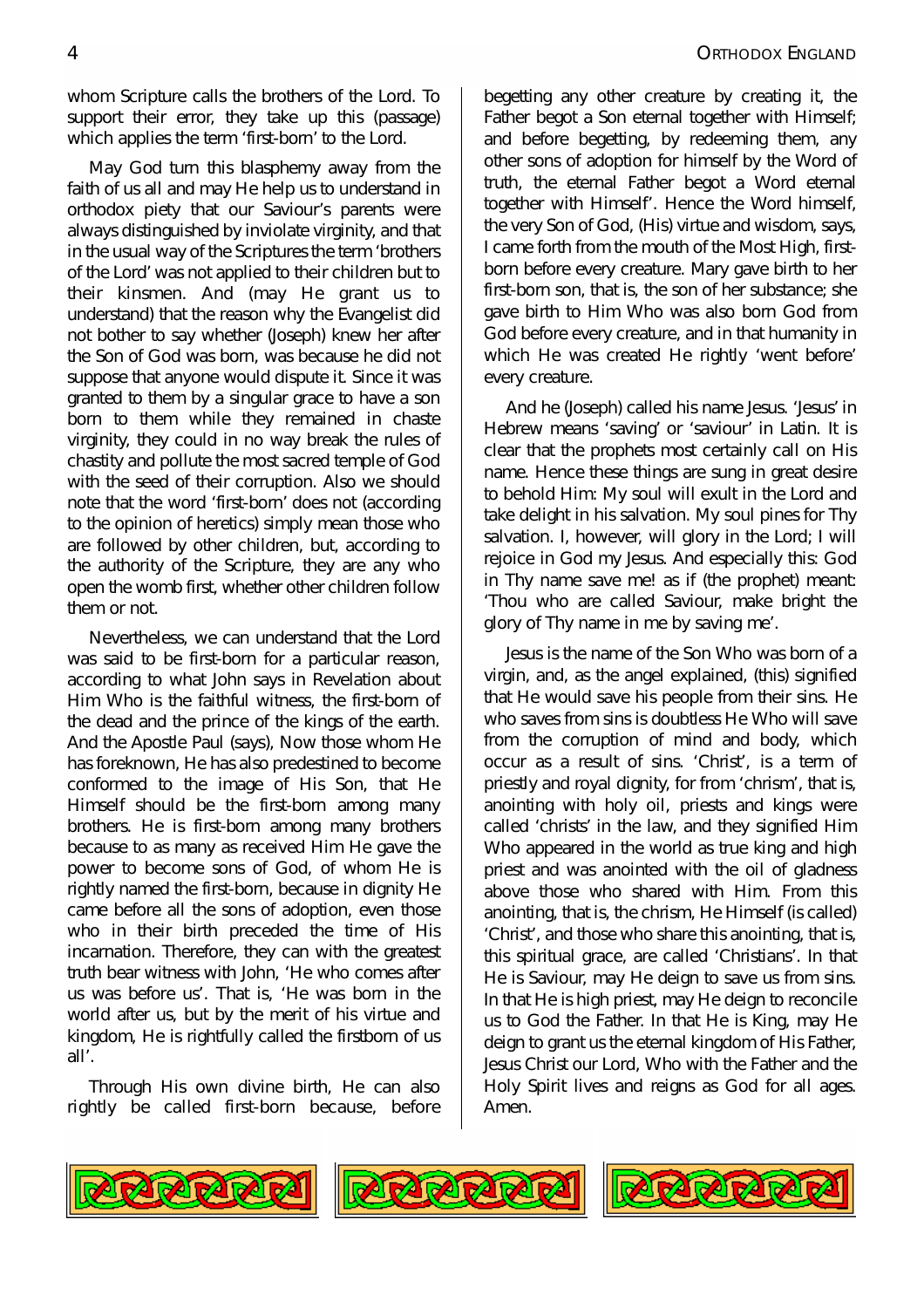whom Scripture calls the brothers of the Lord. To support their error, they take up this (passage) which applies the term 'first-born' to the Lord.

May God turn this blasphemy away from the faith of us all and may He help us to understand in orthodox piety that our Saviour's parents were always distinguished by inviolate virginity, and that in the usual way of the Scriptures the term 'brothers of the Lord' was not applied to their children but to their kinsmen. And (may He grant us to understand) that the reason why the Evangelist did not bother to say whether (Joseph) knew her after the Son of God was born, was because he did not suppose that anyone would dispute it. Since it was granted to them by a singular grace to have a son born to them while they remained in chaste virginity, they could in no way break the rules of chastity and pollute the most sacred temple of God with the seed of their corruption. Also we should note that the word 'first-born' does not (according to the opinion of heretics) simply mean those who are followed by other children, but, according to the authority of the Scripture, they are any who open the womb first, whether other children follow them or not.

Nevertheless, we can understand that the Lord was said to be first-born for a particular reason, according to what John says in Revelation about Him Who is the faithful witness, the first-born of the dead and the prince of the kings of the earth. And the Apostle Paul (says), Now those whom He has foreknown, He has also predestined to become conformed to the image of His Son, that He Himself should be the first-born among many brothers. He is first-born among many brothers because to as many as received Him He gave the power to become sons of God, of whom He is rightly named the first-born, because in dignity He came before all the sons of adoption, even those who in their birth preceded the time of His incarnation. Therefore, they can with the greatest truth bear witness with John, 'He who comes after us was before us'. That is, 'He was born in the world after us, but by the merit of his virtue and kingdom, He is rightfully called the firstborn of us all'.

Through His own divine birth, He can also rightly be called first-born because, before begetting any other creature by creating it, the Father begot a Son eternal together with Himself; and before begetting, by redeeming them, any other sons of adoption for himself by the Word of truth, the eternal Father begot a Word eternal together with Himself'. Hence the Word himself, the very Son of God, (His) virtue and wisdom, says, I came forth from the mouth of the Most High, first-born before every creature. Mary gave birth to her first-born son, that is, the son of her substance; she gave birth to Him Who was also born God from God before every creature, and in that humanity in which He was created He rightly 'went before' every creature.

And he (Joseph) called his name Jesus. 'Jesus' in Hebrew means 'saving' or 'saviour' in Latin. It is clear that the prophets most certainly call on His name. Hence these things are sung in great desire to behold Him: My soul will exult in the Lord and take delight in his salvation. My soul pines for Thy salvation. I, however, will glory in the Lord; I will rejoice in God my Jesus. And especially this: God in Thy name save me! as if (the prophet) meant: 'Thou who are called Saviour, make bright the glory of Thy name in me by saving me'.

Jesus is the name of the Son Who was born of a virgin, and, as the angel explained, (this) signified that He would save his people from their sins. He who saves from sins is doubtless He Who will save from the corruption of mind and body, which occur as a result of sins. 'Christ', is a term of priestly and royal dignity, for from 'chrism', that is, anointing with holy oil, priests and kings were called 'christs' in the law, and they signified Him Who appeared in the world as true king and high priest and was anointed with the oil of gladness above those who shared with Him. From this anointing, that is, the chrism, He Himself (is called) 'Christ', and those who share this anointing, that is, this spiritual grace, are called 'Christians'. In that He is Saviour, may He deign to save us from sins. In that He is high priest, may He deign to reconcile us to God the Father. In that He is King, may He deign to grant us the eternal kingdom of His Father, Jesus Christ our Lord, Who with the Father and the Holy Spirit lives and reigns as God for all ages. Amen.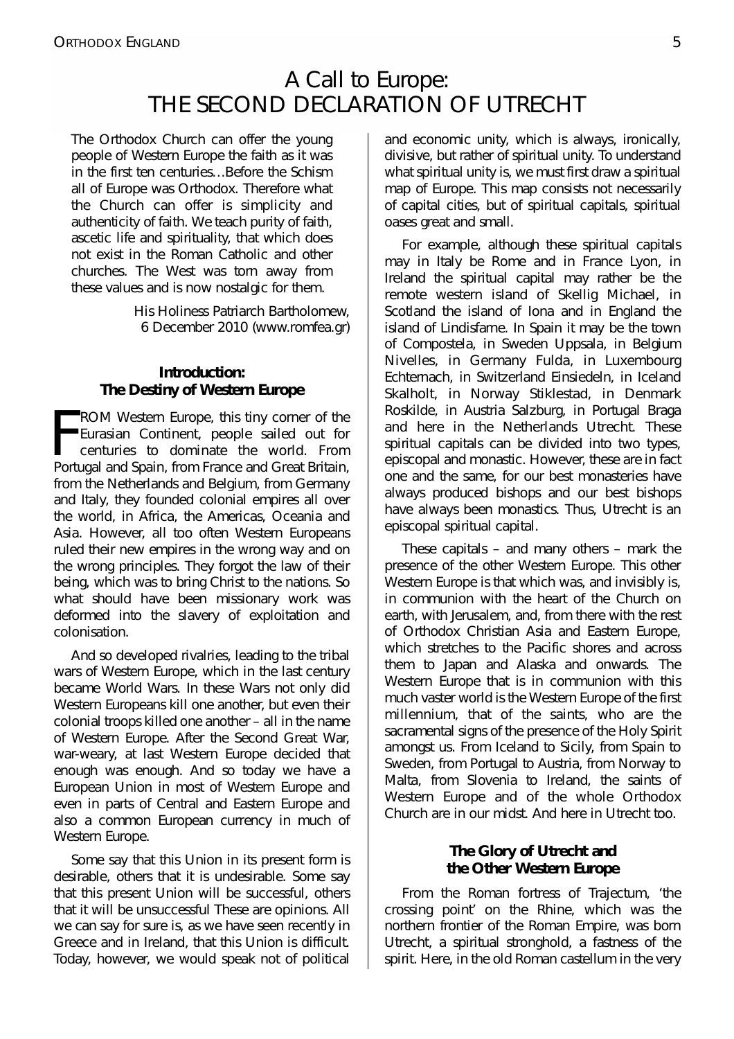# A Call to Europe: THE SECOND DECLARATION OF UTRECHT

> The Orthodox Church can offer the young people of Western Europe the faith as it was in the first ten centuries…Before the Schism all of Europe was Orthodox. Therefore what the Church can offer is simplicity and authenticity of faith. We teach purity of faith, ascetic life and spirituality, that which does not exist in the Roman Catholic and other churches. The West was torn away from these values and is now nostalgic for them.
>
> His Holiness Patriarch Bartholomew, 6 December 2010 (www.romfea.gr)

## Introduction: The Destiny of Western Europe

FROM Western Europe, this tiny corner of the Eurasian Continent, people sailed out for centuries to dominate the world. From Portugal and Spain, from France and Great Britain, from the Netherlands and Belgium, from Germany and Italy, they founded colonial empires all over the world, in Africa, the Americas, Oceania and Asia. However, all too often Western Europeans ruled their new empires in the wrong way and on the wrong principles. They forgot the law of their being, which was to bring Christ to the nations. So what should have been missionary work was deformed into the slavery of exploitation and colonisation.

And so developed rivalries, leading to the tribal wars of Western Europe, which in the last century became World Wars. In these Wars not only did Western Europeans kill one another, but even their colonial troops killed one another – all in the name of Western Europe. After the Second Great War, war-weary, at last Western Europe decided that enough was enough. And so today we have a European Union in most of Western Europe and even in parts of Central and Eastern Europe and also a common European currency in much of Western Europe.

Some say that this Union in its present form is desirable, others that it is undesirable. Some say that this present Union will be successful, others that it will be unsuccessful These are opinions. All we can say for sure is, as we have seen recently in Greece and in Ireland, that this Union is difficult. Today, however, we would speak not of political and economic unity, which is always, ironically, divisive, but rather of spiritual unity. To understand what spiritual unity is, we must first draw a spiritual map of Europe. This map consists not necessarily of capital cities, but of spiritual capitals, spiritual oases great and small.

For example, although these spiritual capitals may in Italy be Rome and in France Lyon, in Ireland the spiritual capital may rather be the remote western island of Skellig Michael, in Scotland the island of Iona and in England the island of Lindisfarne. In Spain it may be the town of Compostela, in Sweden Uppsala, in Belgium Nivelles, in Germany Fulda, in Luxembourg Echternach, in Switzerland Einsiedeln, in Iceland Skalholt, in Norway Stiklestad, in Denmark Roskilde, in Austria Salzburg, in Portugal Braga and here in the Netherlands Utrecht. These spiritual capitals can be divided into two types, episcopal and monastic. However, these are in fact one and the same, for our best monasteries have always produced bishops and our best bishops have always been monastics. Thus, Utrecht is an episcopal spiritual capital.

These capitals – and many others – mark the presence of the other Western Europe. This other Western Europe is that which was, and invisibly is, in communion with the heart of the Church on earth, with Jerusalem, and, from there with the rest of Orthodox Christian Asia and Eastern Europe, which stretches to the Pacific shores and across them to Japan and Alaska and onwards. The Western Europe that is in communion with this much vaster world is the Western Europe of the first millennium, that of the saints, who are the sacramental signs of the presence of the Holy Spirit amongst us. From Iceland to Sicily, from Spain to Sweden, from Portugal to Austria, from Norway to Malta, from Slovenia to Ireland, the saints of Western Europe and of the whole Orthodox Church are in our midst. And here in Utrecht too.

## The Glory of Utrecht and the Other Western Europe

From the Roman fortress of Trajectum, 'the crossing point' on the Rhine, which was the northern frontier of the Roman Empire, was born Utrecht, a spiritual stronghold, a fastness of the spirit. Here, in the old Roman castellum in the very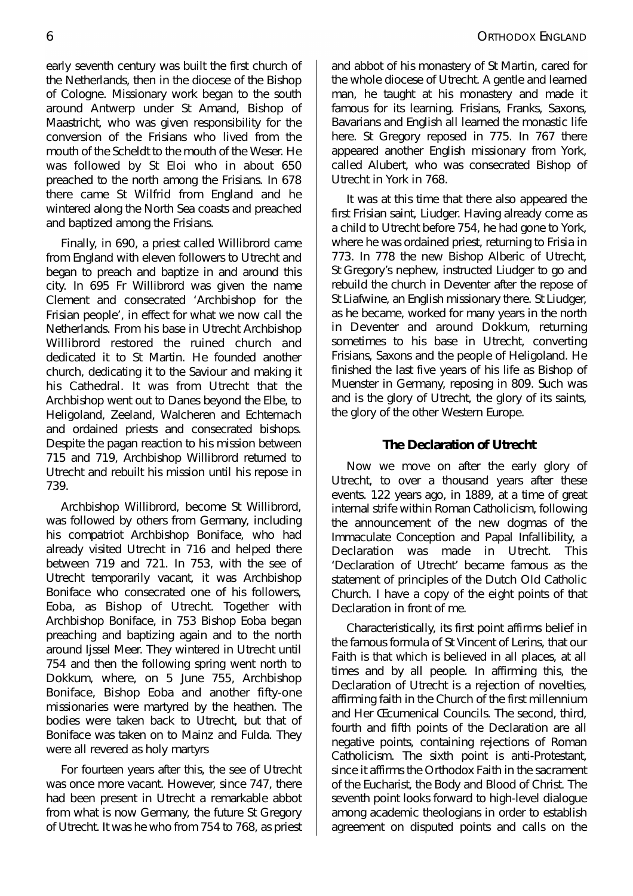early seventh century was built the first church of the Netherlands, then in the diocese of the Bishop of Cologne. Missionary work began to the south around Antwerp under St Amand, Bishop of Maastricht, who was given responsibility for the conversion of the Frisians who lived from the mouth of the Scheldt to the mouth of the Weser. He was followed by St Eloi who in about 650 preached to the north among the Frisians. In 678 there came St Wilfrid from England and he wintered along the North Sea coasts and preached and baptized among the Frisians.

Finally, in 690, a priest called Willibrord came from England with eleven followers to Utrecht and began to preach and baptize in and around this city. In 695 Fr Willibrord was given the name Clement and consecrated 'Archbishop for the Frisian people', in effect for what we now call the Netherlands. From his base in Utrecht Archbishop Willibrord restored the ruined church and dedicated it to St Martin. He founded another church, dedicating it to the Saviour and making it his Cathedral. It was from Utrecht that the Archbishop went out to Danes beyond the Elbe, to Heligoland, Zeeland, Walcheren and Echternach and ordained priests and consecrated bishops. Despite the pagan reaction to his mission between 715 and 719, Archbishop Willibrord returned to Utrecht and rebuilt his mission until his repose in 739.

Archbishop Willibrord, become St Willibrord, was followed by others from Germany, including his compatriot Archbishop Boniface, who had already visited Utrecht in 716 and helped there between 719 and 721. In 753, with the see of Utrecht temporarily vacant, it was Archbishop Boniface who consecrated one of his followers, Eoba, as Bishop of Utrecht. Together with Archbishop Boniface, in 753 Bishop Eoba began preaching and baptizing again and to the north around Ijssel Meer. They wintered in Utrecht until 754 and then the following spring went north to Dokkum, where, on 5 June 755, Archbishop Boniface, Bishop Eoba and another fifty-one missionaries were martyred by the heathen. The bodies were taken back to Utrecht, but that of Boniface was taken on to Mainz and Fulda. They were all revered as holy martyrs

For fourteen years after this, the see of Utrecht was once more vacant. However, since 747, there had been present in Utrecht a remarkable abbot from what is now Germany, the future St Gregory of Utrecht. It was he who from 754 to 768, as priest and abbot of his monastery of St Martin, cared for the whole diocese of Utrecht. A gentle and learned man, he taught at his monastery and made it famous for its learning. Frisians, Franks, Saxons, Bavarians and English all learned the monastic life here. St Gregory reposed in 775. In 767 there appeared another English missionary from York, called Alubert, who was consecrated Bishop of Utrecht in York in 768.

It was at this time that there also appeared the first Frisian saint, Liudger. Having already come as a child to Utrecht before 754, he had gone to York, where he was ordained priest, returning to Frisia in 773. In 778 the new Bishop Alberic of Utrecht, St Gregory's nephew, instructed Liudger to go and rebuild the church in Deventer after the repose of St Liafwine, an English missionary there. St Liudger, as he became, worked for many years in the north in Deventer and around Dokkum, returning sometimes to his base in Utrecht, converting Frisians, Saxons and the people of Heligoland. He finished the last five years of his life as Bishop of Muenster in Germany, reposing in 809. Such was and is the glory of Utrecht, the glory of its saints, the glory of the other Western Europe.

## The Declaration of Utrecht

Now we move on after the early glory of Utrecht, to over a thousand years after these events. 122 years ago, in 1889, at a time of great internal strife within Roman Catholicism, following the announcement of the new dogmas of the Immaculate Conception and Papal Infallibility, a Declaration was made in Utrecht. This 'Declaration of Utrecht' became famous as the statement of principles of the Dutch Old Catholic Church. I have a copy of the eight points of that Declaration in front of me.

Characteristically, its first point affirms belief in the famous formula of St Vincent of Lerins, that our Faith is that which is believed in all places, at all times and by all people. In affirming this, the Declaration of Utrecht is a rejection of novelties, affirming faith in the Church of the first millennium and Her Œcumenical Councils. The second, third, fourth and fifth points of the Declaration are all negative points, containing rejections of Roman Catholicism. The sixth point is anti-Protestant, since it affirms the Orthodox Faith in the sacrament of the Eucharist, the Body and Blood of Christ. The seventh point looks forward to high-level dialogue among academic theologians in order to establish agreement on disputed points and calls on the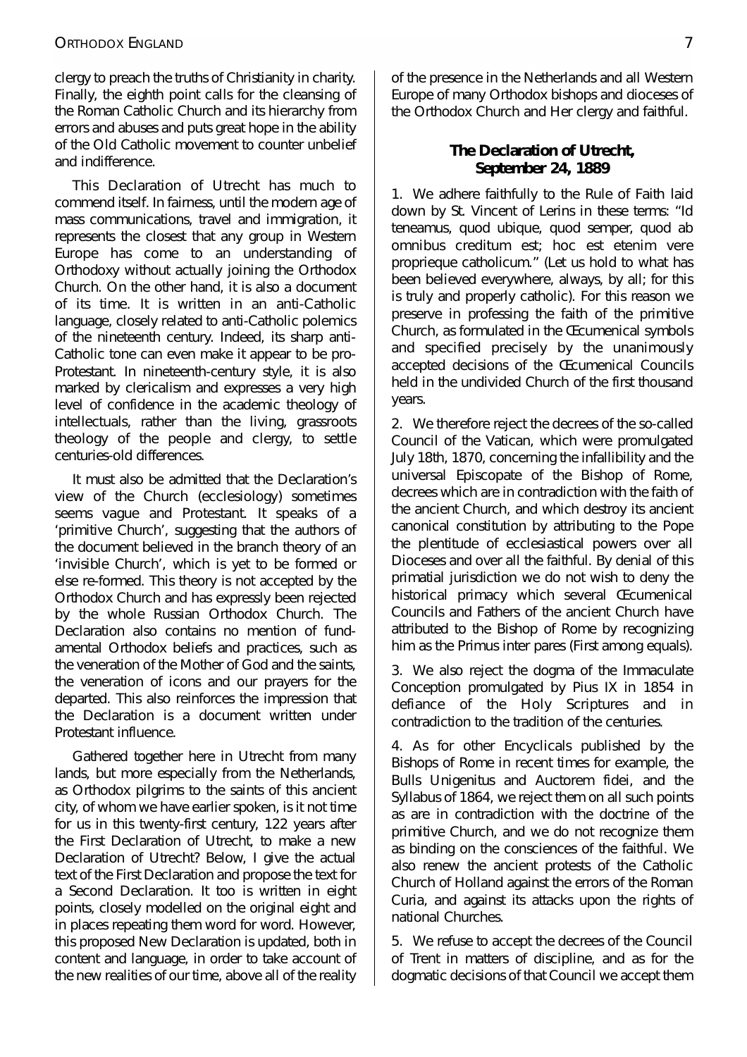clergy to preach the truths of Christianity in charity. Finally, the eighth point calls for the cleansing of the Roman Catholic Church and its hierarchy from errors and abuses and puts great hope in the ability of the Old Catholic movement to counter unbelief and indifference.

This Declaration of Utrecht has much to commend itself. In fairness, until the modern age of mass communications, travel and immigration, it represents the closest that any group in Western Europe has come to an understanding of Orthodoxy without actually joining the Orthodox Church. On the other hand, it is also a document of its time. It is written in an anti-Catholic language, closely related to anti-Catholic polemics of the nineteenth century. Indeed, its sharp anti-Catholic tone can even make it appear to be pro-Protestant. In nineteenth-century style, it is also marked by clericalism and expresses a very high level of confidence in the academic theology of intellectuals, rather than the living, grassroots theology of the people and clergy, to settle centuries-old differences.

It must also be admitted that the Declaration's view of the Church (ecclesiology) sometimes seems vague and Protestant. It speaks of a 'primitive Church', suggesting that the authors of the document believed in the branch theory of an 'invisible Church', which is yet to be formed or else re-formed. This theory is not accepted by the Orthodox Church and has expressly been rejected by the whole Russian Orthodox Church. The Declaration also contains no mention of fundamental Orthodox beliefs and practices, such as the veneration of the Mother of God and the saints, the veneration of icons and our prayers for the departed. This also reinforces the impression that the Declaration is a document written under Protestant influence.

Gathered together here in Utrecht from many lands, but more especially from the Netherlands, as Orthodox pilgrims to the saints of this ancient city, of whom we have earlier spoken, is it not time for us in this twenty-first century, 122 years after the First Declaration of Utrecht, to make a new Declaration of Utrecht? Below, I give the actual text of the First Declaration and propose the text for a Second Declaration. It too is written in eight points, closely modelled on the original eight and in places repeating them word for word. However, this proposed New Declaration is updated, both in content and language, in order to take account of the new realities of our time, above all of the reality of the presence in the Netherlands and all Western Europe of many Orthodox bishops and dioceses of the Orthodox Church and Her clergy and faithful.

### The Declaration of Utrecht, September 24, 1889

1. We adhere faithfully to the Rule of Faith laid down by St. Vincent of Lerins in these terms: "Id teneamus, quod ubique, quod semper, quod ab omnibus creditum est; hoc est etenim vere proprieque catholicum." (Let us hold to what has been believed everywhere, always, by all; for this is truly and properly catholic). For this reason we preserve in professing the faith of the primitive Church, as formulated in the Œcumenical symbols and specified precisely by the unanimously accepted decisions of the Œcumenical Councils held in the undivided Church of the first thousand years.

2. We therefore reject the decrees of the so-called Council of the Vatican, which were promulgated July 18th, 1870, concerning the infallibility and the universal Episcopate of the Bishop of Rome, decrees which are in contradiction with the faith of the ancient Church, and which destroy its ancient canonical constitution by attributing to the Pope the plentitude of ecclesiastical powers over all Dioceses and over all the faithful. By denial of this primatial jurisdiction we do not wish to deny the historical primacy which several Œcumenical Councils and Fathers of the ancient Church have attributed to the Bishop of Rome by recognizing him as the Primus inter pares (First among equals).

3. We also reject the dogma of the Immaculate Conception promulgated by Pius IX in 1854 in defiance of the Holy Scriptures and in contradiction to the tradition of the centuries.

4. As for other Encyclicals published by the Bishops of Rome in recent times for example, the Bulls Unigenitus and Auctorem fidei, and the Syllabus of 1864, we reject them on all such points as are in contradiction with the doctrine of the primitive Church, and we do not recognize them as binding on the consciences of the faithful. We also renew the ancient protests of the Catholic Church of Holland against the errors of the Roman Curia, and against its attacks upon the rights of national Churches.

5. We refuse to accept the decrees of the Council of Trent in matters of discipline, and as for the dogmatic decisions of that Council we accept them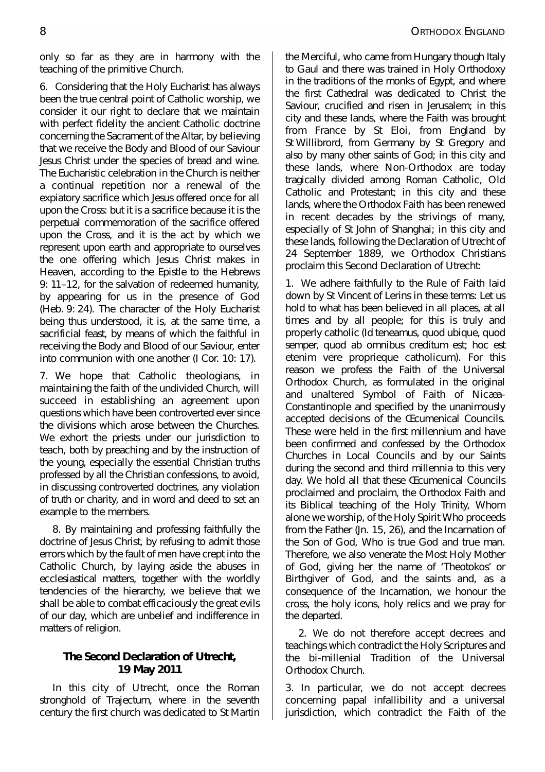only so far as they are in harmony with the teaching of the primitive Church.

6. Considering that the Holy Eucharist has always been the true central point of Catholic worship, we consider it our right to declare that we maintain with perfect fidelity the ancient Catholic doctrine concerning the Sacrament of the Altar, by believing that we receive the Body and Blood of our Saviour Jesus Christ under the species of bread and wine. The Eucharistic celebration in the Church is neither a continual repetition nor a renewal of the expiatory sacrifice which Jesus offered once for all upon the Cross: but it is a sacrifice because it is the perpetual commemoration of the sacrifice offered upon the Cross, and it is the act by which we represent upon earth and appropriate to ourselves the one offering which Jesus Christ makes in Heaven, according to the Epistle to the Hebrews 9: 11–12, for the salvation of redeemed humanity, by appearing for us in the presence of God (Heb. 9: 24). The character of the Holy Eucharist being thus understood, it is, at the same time, a sacrificial feast, by means of which the faithful in receiving the Body and Blood of our Saviour, enter into communion with one another (I Cor. 10: 17).

7. We hope that Catholic theologians, in maintaining the faith of the undivided Church, will succeed in establishing an agreement upon questions which have been controverted ever since the divisions which arose between the Churches. We exhort the priests under our jurisdiction to teach, both by preaching and by the instruction of the young, especially the essential Christian truths professed by all the Christian confessions, to avoid, in discussing controverted doctrines, any violation of truth or charity, and in word and deed to set an example to the members.

8. By maintaining and professing faithfully the doctrine of Jesus Christ, by refusing to admit those errors which by the fault of men have crept into the Catholic Church, by laying aside the abuses in ecclesiastical matters, together with the worldly tendencies of the hierarchy, we believe that we shall be able to combat efficaciously the great evils of our day, which are unbelief and indifference in matters of religion.

## The Second Declaration of Utrecht, 19 May 2011

In this city of Utrecht, once the Roman stronghold of Trajectum, where in the seventh century the first church was dedicated to St Martin the Merciful, who came from Hungary though Italy to Gaul and there was trained in Holy Orthodoxy in the traditions of the monks of Egypt, and where the first Cathedral was dedicated to Christ the Saviour, crucified and risen in Jerusalem; in this city and these lands, where the Faith was brought from France by St Eloi, from England by St Willibrord, from Germany by St Gregory and also by many other saints of God; in this city and these lands, where Non-Orthodox are today tragically divided among Roman Catholic, Old Catholic and Protestant; in this city and these lands, where the Orthodox Faith has been renewed in recent decades by the strivings of many, especially of St John of Shanghai; in this city and these lands, following the Declaration of Utrecht of 24 September 1889, we Orthodox Christians proclaim this Second Declaration of Utrecht:

1. We adhere faithfully to the Rule of Faith laid down by St Vincent of Lerins in these terms: Let us hold to what has been believed in all places, at all times and by all people; for this is truly and properly catholic (Id teneamus, quod ubique, quod semper, quod ab omnibus creditum est; hoc est etenim vere proprieque catholicum). For this reason we profess the Faith of the Universal Orthodox Church, as formulated in the original and unaltered Symbol of Faith of Nicæa-Constantinople and specified by the unanimously accepted decisions of the Œcumenical Councils. These were held in the first millennium and have been confirmed and confessed by the Orthodox Churches in Local Councils and by our Saints during the second and third millennia to this very day. We hold all that these Œcumenical Councils proclaimed and proclaim, the Orthodox Faith and its Biblical teaching of the Holy Trinity, Whom alone we worship, of the Holy Spirit Who proceeds from the Father (Jn. 15, 26), and the Incarnation of the Son of God, Who is true God and true man. Therefore, we also venerate the Most Holy Mother of God, giving her the name of 'Theotokos' or Birthgiver of God, and the saints and, as a consequence of the Incarnation, we honour the cross, the holy icons, holy relics and we pray for the departed.

2. We do not therefore accept decrees and teachings which contradict the Holy Scriptures and the bi-millenial Tradition of the Universal Orthodox Church.

3. In particular, we do not accept decrees concerning papal infallibility and a universal jurisdiction, which contradict the Faith of the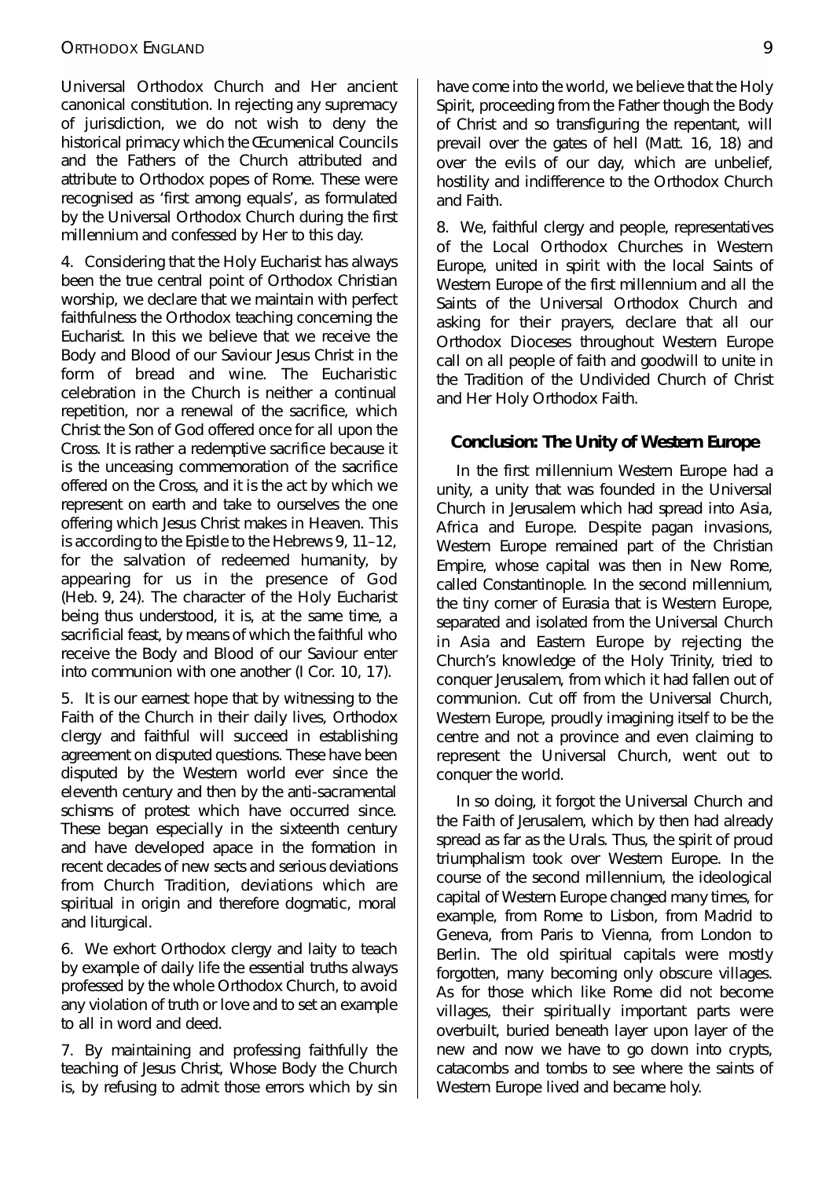Universal Orthodox Church and Her ancient canonical constitution. In rejecting any supremacy of jurisdiction, we do not wish to deny the historical primacy which the Œcumenical Councils and the Fathers of the Church attributed and attribute to Orthodox popes of Rome. These were recognised as 'first among equals', as formulated by the Universal Orthodox Church during the first millennium and confessed by Her to this day.

4. Considering that the Holy Eucharist has always been the true central point of Orthodox Christian worship, we declare that we maintain with perfect faithfulness the Orthodox teaching concerning the Eucharist. In this we believe that we receive the Body and Blood of our Saviour Jesus Christ in the form of bread and wine. The Eucharistic celebration in the Church is neither a continual repetition, nor a renewal of the sacrifice, which Christ the Son of God offered once for all upon the Cross. It is rather a redemptive sacrifice because it is the unceasing commemoration of the sacrifice offered on the Cross, and it is the act by which we represent on earth and take to ourselves the one offering which Jesus Christ makes in Heaven. This is according to the Epistle to the Hebrews 9, 11–12, for the salvation of redeemed humanity, by appearing for us in the presence of God (Heb. 9, 24). The character of the Holy Eucharist being thus understood, it is, at the same time, a sacrificial feast, by means of which the faithful who receive the Body and Blood of our Saviour enter into communion with one another (I Cor. 10, 17).

5. It is our earnest hope that by witnessing to the Faith of the Church in their daily lives, Orthodox clergy and faithful will succeed in establishing agreement on disputed questions. These have been disputed by the Western world ever since the eleventh century and then by the anti-sacramental schisms of protest which have occurred since. These began especially in the sixteenth century and have developed apace in the formation in recent decades of new sects and serious deviations from Church Tradition, deviations which are spiritual in origin and therefore dogmatic, moral and liturgical.

6. We exhort Orthodox clergy and laity to teach by example of daily life the essential truths always professed by the whole Orthodox Church, to avoid any violation of truth or love and to set an example to all in word and deed.

7. By maintaining and professing faithfully the teaching of Jesus Christ, Whose Body the Church is, by refusing to admit those errors which by sin have come into the world, we believe that the Holy Spirit, proceeding from the Father though the Body of Christ and so transfiguring the repentant, will prevail over the gates of hell (Matt. 16, 18) and over the evils of our day, which are unbelief, hostility and indifference to the Orthodox Church and Faith.

8. We, faithful clergy and people, representatives of the Local Orthodox Churches in Western Europe, united in spirit with the local Saints of Western Europe of the first millennium and all the Saints of the Universal Orthodox Church and asking for their prayers, declare that all our Orthodox Dioceses throughout Western Europe call on all people of faith and goodwill to unite in the Tradition of the Undivided Church of Christ and Her Holy Orthodox Faith.

## Conclusion: The Unity of Western Europe

In the first millennium Western Europe had a unity, a unity that was founded in the Universal Church in Jerusalem which had spread into Asia, Africa and Europe. Despite pagan invasions, Western Europe remained part of the Christian Empire, whose capital was then in New Rome, called Constantinople. In the second millennium, the tiny corner of Eurasia that is Western Europe, separated and isolated from the Universal Church in Asia and Eastern Europe by rejecting the Church's knowledge of the Holy Trinity, tried to conquer Jerusalem, from which it had fallen out of communion. Cut off from the Universal Church, Western Europe, proudly imagining itself to be the centre and not a province and even claiming to represent the Universal Church, went out to conquer the world.

In so doing, it forgot the Universal Church and the Faith of Jerusalem, which by then had already spread as far as the Urals. Thus, the spirit of proud triumphalism took over Western Europe. In the course of the second millennium, the ideological capital of Western Europe changed many times, for example, from Rome to Lisbon, from Madrid to Geneva, from Paris to Vienna, from London to Berlin. The old spiritual capitals were mostly forgotten, many becoming only obscure villages. As for those which like Rome did not become villages, their spiritually important parts were overbuilt, buried beneath layer upon layer of the new and now we have to go down into crypts, catacombs and tombs to see where the saints of Western Europe lived and became holy.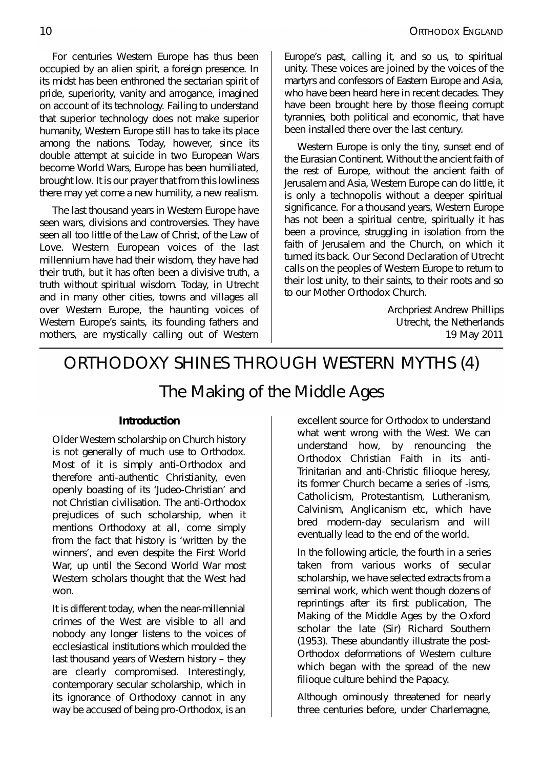For centuries Western Europe has thus been occupied by an alien spirit, a foreign presence. In its midst has been enthroned the sectarian spirit of pride, superiority, vanity and arrogance, imagined on account of its technology. Failing to understand that superior technology does not make superior humanity, Western Europe still has to take its place among the nations. Today, however, since its double attempt at suicide in two European Wars become World Wars, Europe has been humiliated, brought low. It is our prayer that from this lowliness there may yet come a new humility, a new realism.

The last thousand years in Western Europe have seen wars, divisions and controversies. They have seen all too little of the Law of Christ, of the Law of Love. Western European voices of the last millennium have had their wisdom, they have had their truth, but it has often been a divisive truth, a truth without spiritual wisdom. Today, in Utrecht and in many other cities, towns and villages all over Western Europe, the haunting voices of Western Europe's saints, its founding fathers and mothers, are mystically calling out of Western Europe's past, calling it, and so us, to spiritual unity. These voices are joined by the voices of the martyrs and confessors of Eastern Europe and Asia, who have been heard here in recent decades. They have been brought here by those fleeing corrupt tyrannies, both political and economic, that have been installed there over the last century.

Western Europe is only the tiny, sunset end of the Eurasian Continent. Without the ancient faith of the rest of Europe, without the ancient faith of Jerusalem and Asia, Western Europe can do little, it is only a technopolis without a deeper spiritual significance. For a thousand years, Western Europe has not been a spiritual centre, spiritually it has been a province, struggling in isolation from the faith of Jerusalem and the Church, on which it turned its back. Our Second Declaration of Utrecht calls on the peoples of Western Europe to return to their lost unity, to their saints, to their roots and so to our Mother Orthodox Church.

Archpriest Andrew Phillips
Utrecht, the Netherlands
19 May 2011

# ORTHODOXY SHINES THROUGH WESTERN MYTHS (4)

## The Making of the Middle Ages

### Introduction

Older Western scholarship on Church history is not generally of much use to Orthodox. Most of it is simply anti-Orthodox and therefore anti-authentic Christianity, even openly boasting of its 'Judeo-Christian' and not Christian civilisation. The anti-Orthodox prejudices of such scholarship, when it mentions Orthodoxy at all, come simply from the fact that history is 'written by the winners', and even despite the First World War, up until the Second World War most Western scholars thought that the West had won.

It is different today, when the near-millennial crimes of the West are visible to all and nobody any longer listens to the voices of ecclesiastical institutions which moulded the last thousand years of Western history – they are clearly compromised. Interestingly, contemporary secular scholarship, which in its ignorance of Orthodoxy cannot in any way be accused of being pro-Orthodox, is an excellent source for Orthodox to understand what went wrong with the West. We can understand how, by renouncing the Orthodox Christian Faith in its anti-Trinitarian and anti-Christic filioque heresy, its former Church became a series of -isms, Catholicism, Protestantism, Lutheranism, Calvinism, Anglicanism etc, which have bred modern-day secularism and will eventually lead to the end of the world.

In the following article, the fourth in a series taken from various works of secular scholarship, we have selected extracts from a seminal work, which went though dozens of reprintings after its first publication, The Making of the Middle Ages by the Oxford scholar the late (Sir) Richard Southern (1953). These abundantly illustrate the post-Orthodox deformations of Western culture which began with the spread of the new filioque culture behind the Papacy.

Although ominously threatened for nearly three centuries before, under Charlemagne,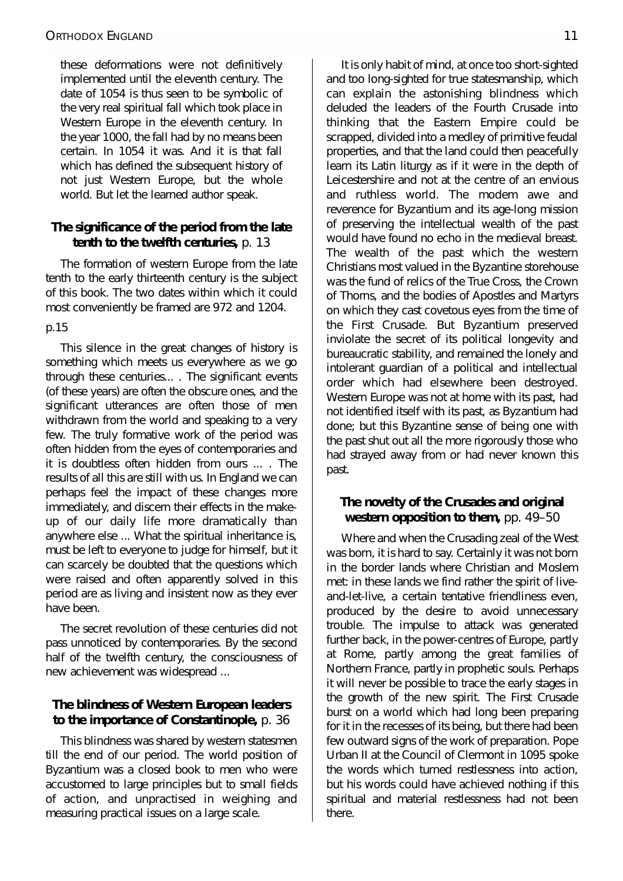these deformations were not definitively implemented until the eleventh century. The date of 1054 is thus seen to be symbolic of the very real spiritual fall which took place in Western Europe in the eleventh century. In the year 1000, the fall had by no means been certain. In 1054 it was. And it is that fall which has defined the subsequent history of not just Western Europe, but the whole world. But let the learned author speak.

### **The significance of the period from the late tenth to the twelfth centuries,** p. 13

The formation of western Europe from the late tenth to the early thirteenth century is the subject of this book. The two dates within which it could most conveniently be framed are 972 and 1204.

p.15

This silence in the great changes of history is something which meets us everywhere as we go through these centuries... . The significant events (of these years) are often the obscure ones, and the significant utterances are often those of men withdrawn from the world and speaking to a very few. The truly formative work of the period was often hidden from the eyes of contemporaries and it is doubtless often hidden from ours ... . The results of all this are still with us. In England we can perhaps feel the impact of these changes more immediately, and discern their effects in the make-up of our daily life more dramatically than anywhere else ... What the spiritual inheritance is, must be left to everyone to judge for himself, but it can scarcely be doubted that the questions which were raised and often apparently solved in this period are as living and insistent now as they ever have been.

The secret revolution of these centuries did not pass unnoticed by contemporaries. By the second half of the twelfth century, the consciousness of new achievement was widespread ...

### **The blindness of Western European leaders to the importance of Constantinople,** p. 36

This blindness was shared by western statesmen till the end of our period. The world position of Byzantium was a closed book to men who were accustomed to large principles but to small fields of action, and unpractised in weighing and measuring practical issues on a large scale.

It is only habit of mind, at once too short-sighted and too long-sighted for true statesmanship, which can explain the astonishing blindness which deluded the leaders of the Fourth Crusade into thinking that the Eastern Empire could be scrapped, divided into a medley of primitive feudal properties, and that the land could then peacefully learn its Latin liturgy as if it were in the depth of Leicestershire and not at the centre of an envious and ruthless world. The modern awe and reverence for Byzantium and its age-long mission of preserving the intellectual wealth of the past would have found no echo in the medieval breast. The wealth of the past which the western Christians most valued in the Byzantine storehouse was the fund of relics of the True Cross, the Crown of Thorns, and the bodies of Apostles and Martyrs on which they cast covetous eyes from the time of the First Crusade. But Byzantium preserved inviolate the secret of its political longevity and bureaucratic stability, and remained the lonely and intolerant guardian of a political and intellectual order which had elsewhere been destroyed. Western Europe was not at home with its past, had not identified itself with its past, as Byzantium had done; but this Byzantine sense of being one with the past shut out all the more rigorously those who had strayed away from or had never known this past.

### **The novelty of the Crusades and original western opposition to them,** pp. 49–50

Where and when the Crusading zeal of the West was born, it is hard to say. Certainly it was not born in the border lands where Christian and Moslem met: in these lands we find rather the spirit of live-and-let-live, a certain tentative friendliness even, produced by the desire to avoid unnecessary trouble. The impulse to attack was generated further back, in the power-centres of Europe, partly at Rome, partly among the great families of Northern France, partly in prophetic souls. Perhaps it will never be possible to trace the early stages in the growth of the new spirit. The First Crusade burst on a world which had long been preparing for it in the recesses of its being, but there had been few outward signs of the work of preparation. Pope Urban II at the Council of Clermont in 1095 spoke the words which turned restlessness into action, but his words could have achieved nothing if this spiritual and material restlessness had not been there.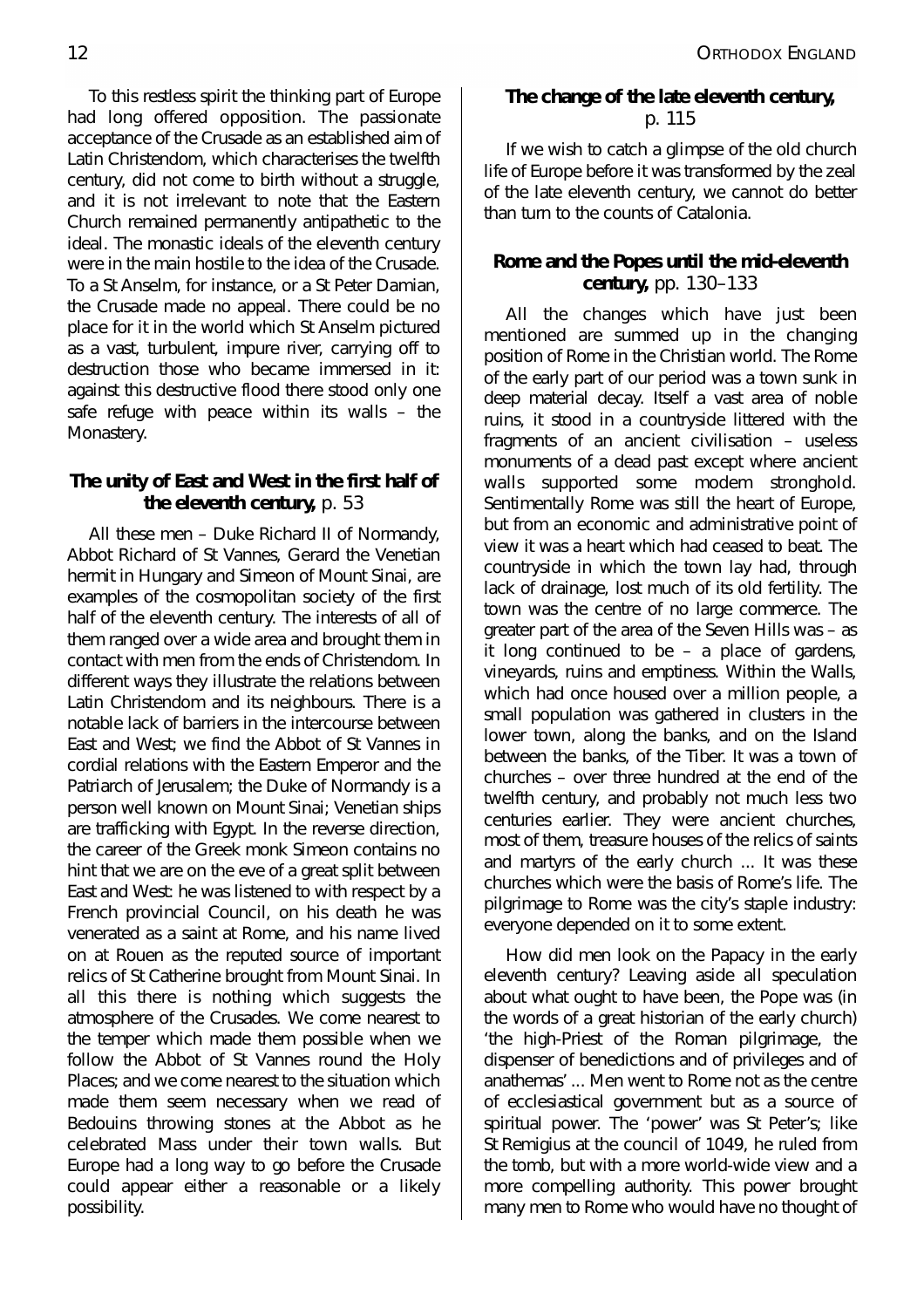To this restless spirit the thinking part of Europe had long offered opposition. The passionate acceptance of the Crusade as an established aim of Latin Christendom, which characterises the twelfth century, did not come to birth without a struggle, and it is not irrelevant to note that the Eastern Church remained permanently antipathetic to the ideal. The monastic ideals of the eleventh century were in the main hostile to the idea of the Crusade. To a St Anselm, for instance, or a St Peter Damian, the Crusade made no appeal. There could be no place for it in the world which St Anselm pictured as a vast, turbulent, impure river, carrying off to destruction those who became immersed in it: against this destructive flood there stood only one safe refuge with peace within its walls – the Monastery.

### The unity of East and West in the first half of the eleventh century, p. 53

All these men – Duke Richard II of Normandy, Abbot Richard of St Vannes, Gerard the Venetian hermit in Hungary and Simeon of Mount Sinai, are examples of the cosmopolitan society of the first half of the eleventh century. The interests of all of them ranged over a wide area and brought them in contact with men from the ends of Christendom. In different ways they illustrate the relations between Latin Christendom and its neighbours. There is a notable lack of barriers in the intercourse between East and West; we find the Abbot of St Vannes in cordial relations with the Eastern Emperor and the Patriarch of Jerusalem; the Duke of Normandy is a person well known on Mount Sinai; Venetian ships are trafficking with Egypt. In the reverse direction, the career of the Greek monk Simeon contains no hint that we are on the eve of a great split between East and West: he was listened to with respect by a French provincial Council, on his death he was venerated as a saint at Rome, and his name lived on at Rouen as the reputed source of important relics of St Catherine brought from Mount Sinai. In all this there is nothing which suggests the atmosphere of the Crusades. We come nearest to the temper which made them possible when we follow the Abbot of St Vannes round the Holy Places; and we come nearest to the situation which made them seem necessary when we read of Bedouins throwing stones at the Abbot as he celebrated Mass under their town walls. But Europe had a long way to go before the Crusade could appear either a reasonable or a likely possibility.

### The change of the late eleventh century, p. 115

If we wish to catch a glimpse of the old church life of Europe before it was transformed by the zeal of the late eleventh century, we cannot do better than turn to the counts of Catalonia.

### Rome and the Popes until the mid-eleventh century, pp. 130–133

All the changes which have just been mentioned are summed up in the changing position of Rome in the Christian world. The Rome of the early part of our period was a town sunk in deep material decay. Itself a vast area of noble ruins, it stood in a countryside littered with the fragments of an ancient civilisation – useless monuments of a dead past except where ancient walls supported some modern stronghold. Sentimentally Rome was still the heart of Europe, but from an economic and administrative point of view it was a heart which had ceased to beat. The countryside in which the town lay had, through lack of drainage, lost much of its old fertility. The town was the centre of no large commerce. The greater part of the area of the Seven Hills was – as it long continued to be – a place of gardens, vineyards, ruins and emptiness. Within the Walls, which had once housed over a million people, a small population was gathered in clusters in the lower town, along the banks, and on the Island between the banks, of the Tiber. It was a town of churches – over three hundred at the end of the twelfth century, and probably not much less two centuries earlier. They were ancient churches, most of them, treasure houses of the relics of saints and martyrs of the early church ... It was these churches which were the basis of Rome's life. The pilgrimage to Rome was the city's staple industry: everyone depended on it to some extent.

How did men look on the Papacy in the early eleventh century? Leaving aside all speculation about what ought to have been, the Pope was (in the words of a great historian of the early church) 'the high-Priest of the Roman pilgrimage, the dispenser of benedictions and of privileges and of anathemas' ... Men went to Rome not as the centre of ecclesiastical government but as a source of spiritual power. The 'power' was St Peter's; like St Remigius at the council of 1049, he ruled from the tomb, but with a more world-wide view and a more compelling authority. This power brought many men to Rome who would have no thought of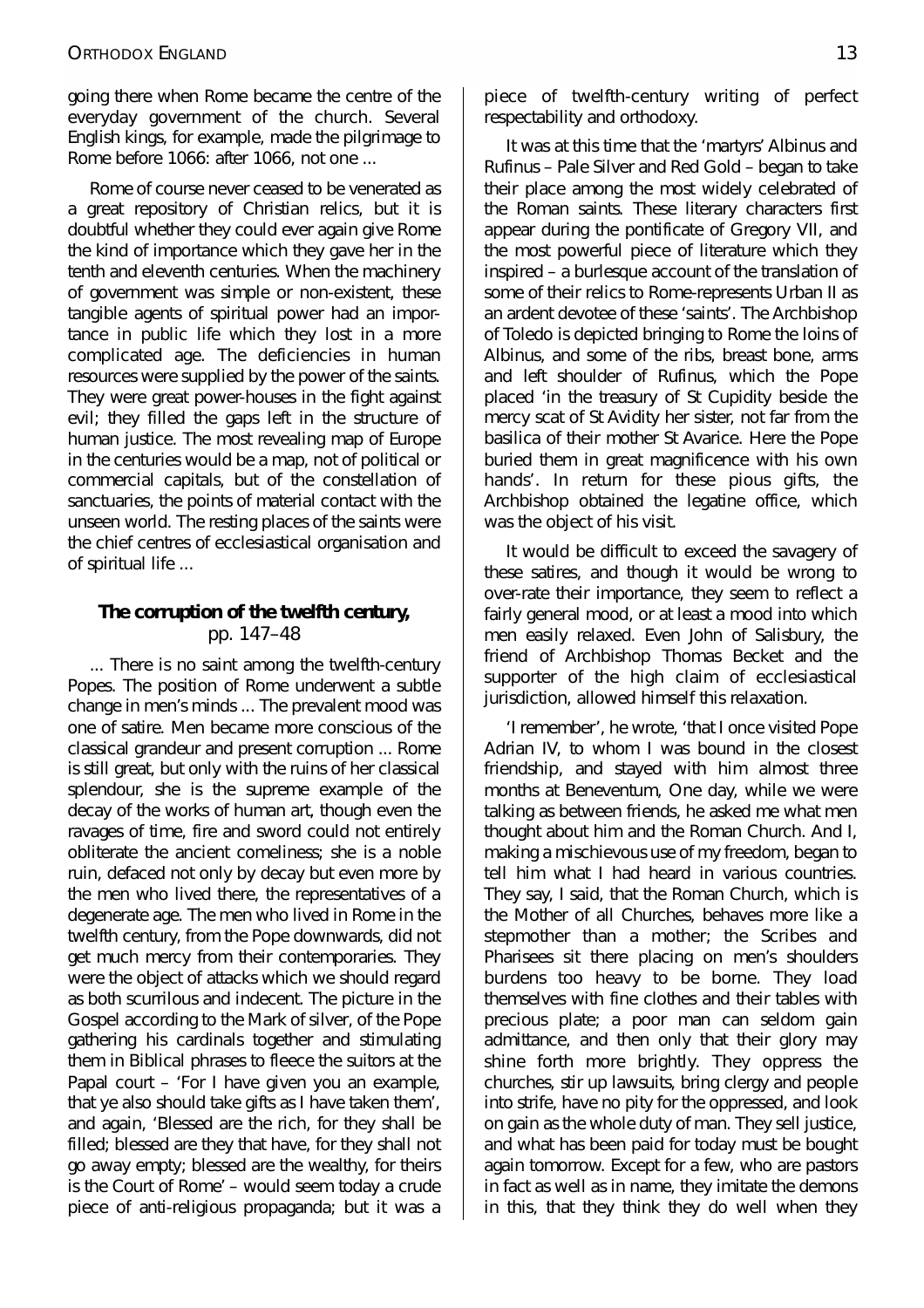going there when Rome became the centre of the everyday government of the church. Several English kings, for example, made the pilgrimage to Rome before 1066: after 1066, not one ...

Rome of course never ceased to be venerated as a great repository of Christian relics, but it is doubtful whether they could ever again give Rome the kind of importance which they gave her in the tenth and eleventh centuries. When the machinery of government was simple or non-existent, these tangible agents of spiritual power had an importance in public life which they lost in a more complicated age. The deficiencies in human resources were supplied by the power of the saints. They were great power-houses in the fight against evil; they filled the gaps left in the structure of human justice. The most revealing map of Europe in the centuries would be a map, not of political or commercial capitals, but of the constellation of sanctuaries, the points of material contact with the unseen world. The resting places of the saints were the chief centres of ecclesiastical organisation and of spiritual life ...

### **The corruption of the twelfth century,** pp. 147–48

... There is no saint among the twelfth-century Popes. The position of Rome underwent a subtle change in men's minds ... The prevalent mood was one of satire. Men became more conscious of the classical grandeur and present corruption ... Rome is still great, but only with the ruins of her classical splendour, she is the supreme example of the decay of the works of human art, though even the ravages of time, fire and sword could not entirely obliterate the ancient comeliness; she is a noble ruin, defaced not only by decay but even more by the men who lived there, the representatives of a degenerate age. The men who lived in Rome in the twelfth century, from the Pope downwards, did not get much mercy from their contemporaries. They were the object of attacks which we should regard as both scurrilous and indecent. The picture in the Gospel according to the Mark of silver, of the Pope gathering his cardinals together and stimulating them in Biblical phrases to fleece the suitors at the Papal court – 'For I have given you an example, that ye also should take gifts as I have taken them', and again, 'Blessed are the rich, for they shall be filled; blessed are they that have, for they shall not go away empty; blessed are the wealthy, for theirs is the Court of Rome' – would seem today a crude piece of anti-religious propaganda; but it was a piece of twelfth-century writing of perfect respectability and orthodoxy.

It was at this time that the 'martyrs' Albinus and Rufinus – Pale Silver and Red Gold – began to take their place among the most widely celebrated of the Roman saints. These literary characters first appear during the pontificate of Gregory VII, and the most powerful piece of literature which they inspired – a burlesque account of the translation of some of their relics to Rome-represents Urban II as an ardent devotee of these 'saints'. The Archbishop of Toledo is depicted bringing to Rome the loins of Albinus, and some of the ribs, breast bone, arms and left shoulder of Rufinus, which the Pope placed 'in the treasury of St Cupidity beside the mercy scat of St Avidity her sister, not far from the basilica of their mother St Avarice. Here the Pope buried them in great magnificence with his own hands'. In return for these pious gifts, the Archbishop obtained the legatine office, which was the object of his visit.

It would be difficult to exceed the savagery of these satires, and though it would be wrong to over-rate their importance, they seem to reflect a fairly general mood, or at least a mood into which men easily relaxed. Even John of Salisbury, the friend of Archbishop Thomas Becket and the supporter of the high claim of ecclesiastical jurisdiction, allowed himself this relaxation.

'I remember', he wrote, 'that I once visited Pope Adrian IV, to whom I was bound in the closest friendship, and stayed with him almost three months at Beneventum, One day, while we were talking as between friends, he asked me what men thought about him and the Roman Church. And I, making a mischievous use of my freedom, began to tell him what I had heard in various countries. They say, I said, that the Roman Church, which is the Mother of all Churches, behaves more like a stepmother than a mother; the Scribes and Pharisees sit there placing on men's shoulders burdens too heavy to be borne. They load themselves with fine clothes and their tables with precious plate; a poor man can seldom gain admittance, and then only that their glory may shine forth more brightly. They oppress the churches, stir up lawsuits, bring clergy and people into strife, have no pity for the oppressed, and look on gain as the whole duty of man. They sell justice, and what has been paid for today must be bought again tomorrow. Except for a few, who are pastors in fact as well as in name, they imitate the demons in this, that they think they do well when they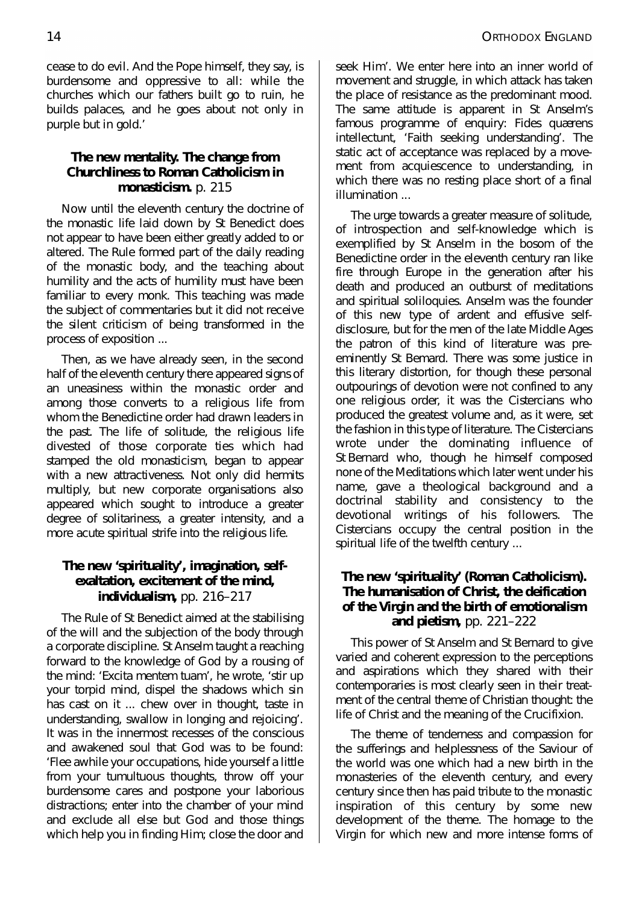cease to do evil. And the Pope himself, they say, is burdensome and oppressive to all: while the churches which our fathers built go to ruin, he builds palaces, and he goes about not only in purple but in gold.'

### The new mentality. The change from Churchliness to Roman Catholicism in monasticism. p. 215

Now until the eleventh century the doctrine of the monastic life laid down by St Benedict does not appear to have been either greatly added to or altered. The Rule formed part of the daily reading of the monastic body, and the teaching about humility and the acts of humility must have been familiar to every monk. This teaching was made the subject of commentaries but it did not receive the silent criticism of being transformed in the process of exposition ...

Then, as we have already seen, in the second half of the eleventh century there appeared signs of an uneasiness within the monastic order and among those converts to a religious life from whom the Benedictine order had drawn leaders in the past. The life of solitude, the religious life divested of those corporate ties which had stamped the old monasticism, began to appear with a new attractiveness. Not only did hermits multiply, but new corporate organisations also appeared which sought to introduce a greater degree of solitariness, a greater intensity, and a more acute spiritual strife into the religious life.

### The new 'spirituality', imagination, self-exaltation, excitement of the mind, individualism, pp. 216–217

The Rule of St Benedict aimed at the stabilising of the will and the subjection of the body through a corporate discipline. St Anselm taught a reaching forward to the knowledge of God by a rousing of the mind: '*Excita mentem tuam*', he wrote, 'stir up your torpid mind, dispel the shadows which sin has cast on it ... chew over in thought, taste in understanding, swallow in longing and rejoicing'. It was in the innermost recesses of the conscious and awakened soul that God was to be found: 'Flee awhile your occupations, hide yourself a little from your tumultuous thoughts, throw off your burdensome cares and postpone your laborious distractions; enter into the chamber of your mind and exclude all else but God and those things which help you in finding Him; close the door and seek Him'. We enter here into an inner world of movement and struggle, in which attack has taken the place of resistance as the predominant mood. The same attitude is apparent in St Anselm's famous programme of enquiry: *Fides quærens intellectunt*, 'Faith seeking understanding'. The static act of acceptance was replaced by a movement from acquiescence to understanding, in which there was no resting place short of a final illumination ...

The urge towards a greater measure of solitude, of introspection and self-knowledge which is exemplified by St Anselm in the bosom of the Benedictine order in the eleventh century ran like fire through Europe in the generation after his death and produced an outburst of meditations and spiritual soliloquies. Anselm was the founder of this new type of ardent and effusive self-disclosure, but for the men of the late Middle Ages the patron of this kind of literature was pre-eminently St Bernard. There was some justice in this literary distortion, for though these personal outpourings of devotion were not confined to any one religious order, it was the Cistercians who produced the greatest volume and, as it were, set the fashion in this type of literature. The Cistercians wrote under the dominating influence of St Bernard who, though he himself composed none of the Meditations which later went under his name, gave a theological background and a doctrinal stability and consistency to the devotional writings of his followers. The Cistercians occupy the central position in the spiritual life of the twelfth century ...

### The new 'spirituality' (Roman Catholicism). The humanisation of Christ, the deification of the Virgin and the birth of emotionalism and pietism, pp. 221–222

This power of St Anselm and St Bernard to give varied and coherent expression to the perceptions and aspirations which they shared with their contemporaries is most clearly seen in their treatment of the central theme of Christian thought: the life of Christ and the meaning of the Crucifixion.

The theme of tenderness and compassion for the sufferings and helplessness of the Saviour of the world was one which had a new birth in the monasteries of the eleventh century, and every century since then has paid tribute to the monastic inspiration of this century by some new development of the theme. The homage to the Virgin for which new and more intense forms of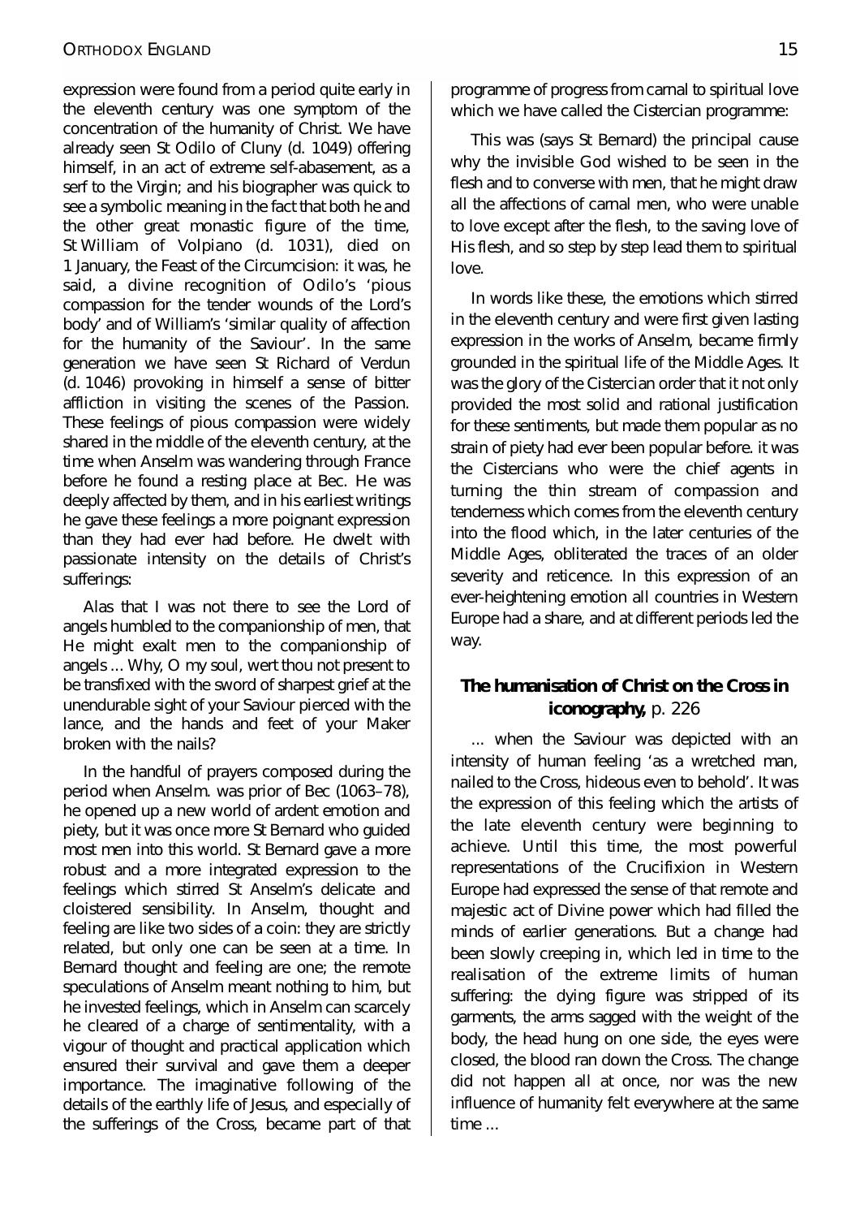expression were found from a period quite early in the eleventh century was one symptom of the concentration of the humanity of Christ. We have already seen St Odilo of Cluny (d. 1049) offering himself, in an act of extreme self-abasement, as a serf to the Virgin; and his biographer was quick to see a symbolic meaning in the fact that both he and the other great monastic figure of the time, St William of Volpiano (d. 1031), died on 1 January, the Feast of the Circumcision: it was, he said, a divine recognition of Odilo's 'pious compassion for the tender wounds of the Lord's body' and of William's 'similar quality of affection for the humanity of the Saviour'. In the same generation we have seen St Richard of Verdun (d. 1046) provoking in himself a sense of bitter affliction in visiting the scenes of the Passion. These feelings of pious compassion were widely shared in the middle of the eleventh century, at the time when Anselm was wandering through France before he found a resting place at Bec. He was deeply affected by them, and in his earliest writings he gave these feelings a more poignant expression than they had ever had before. He dwelt with passionate intensity on the details of Christ's sufferings:

Alas that I was not there to see the Lord of angels humbled to the companionship of men, that He might exalt men to the companionship of angels ... Why, O my soul, wert thou not present to be transfixed with the sword of sharpest grief at the unendurable sight of your Saviour pierced with the lance, and the hands and feet of your Maker broken with the nails?

In the handful of prayers composed during the period when Anselm. was prior of Bec (1063–78), he opened up a new world of ardent emotion and piety, but it was once more St Bernard who guided most men into this world. St Bernard gave a more robust and a more integrated expression to the feelings which stirred St Anselm's delicate and cloistered sensibility. In Anselm, thought and feeling are like two sides of a coin: they are strictly related, but only one can be seen at a time. In Bernard thought and feeling are one; the remote speculations of Anselm meant nothing to him, but he invested feelings, which in Anselm can scarcely he cleared of a charge of sentimentality, with a vigour of thought and practical application which ensured their survival and gave them a deeper importance. The imaginative following of the details of the earthly life of Jesus, and especially of the sufferings of the Cross, became part of that programme of progress from carnal to spiritual love which we have called the Cistercian programme:

This was (says St Bernard) the principal cause why the invisible God wished to be seen in the flesh and to converse with men, that he might draw all the affections of carnal men, who were unable to love except after the flesh, to the saving love of His flesh, and so step by step lead them to spiritual love.

In words like these, the emotions which stirred in the eleventh century and were first given lasting expression in the works of Anselm, became firmly grounded in the spiritual life of the Middle Ages. It was the glory of the Cistercian order that it not only provided the most solid and rational justification for these sentiments, but made them popular as no strain of piety had ever been popular before. it was the Cistercians who were the chief agents in turning the thin stream of compassion and tenderness which comes from the eleventh century into the flood which, in the later centuries of the Middle Ages, obliterated the traces of an older severity and reticence. In this expression of an ever-heightening emotion all countries in Western Europe had a share, and at different periods led the way.

### **The humanisation of Christ on the Cross in iconography,** p. 226

... when the Saviour was depicted with an intensity of human feeling 'as a wretched man, nailed to the Cross, hideous even to behold'. It was the expression of this feeling which the artists of the late eleventh century were beginning to achieve. Until this time, the most powerful representations of the Crucifixion in Western Europe had expressed the sense of that remote and majestic act of Divine power which had filled the minds of earlier generations. But a change had been slowly creeping in, which led in time to the realisation of the extreme limits of human suffering: the dying figure was stripped of its garments, the arms sagged with the weight of the body, the head hung on one side, the eyes were closed, the blood ran down the Cross. The change did not happen all at once, nor was the new influence of humanity felt everywhere at the same time ...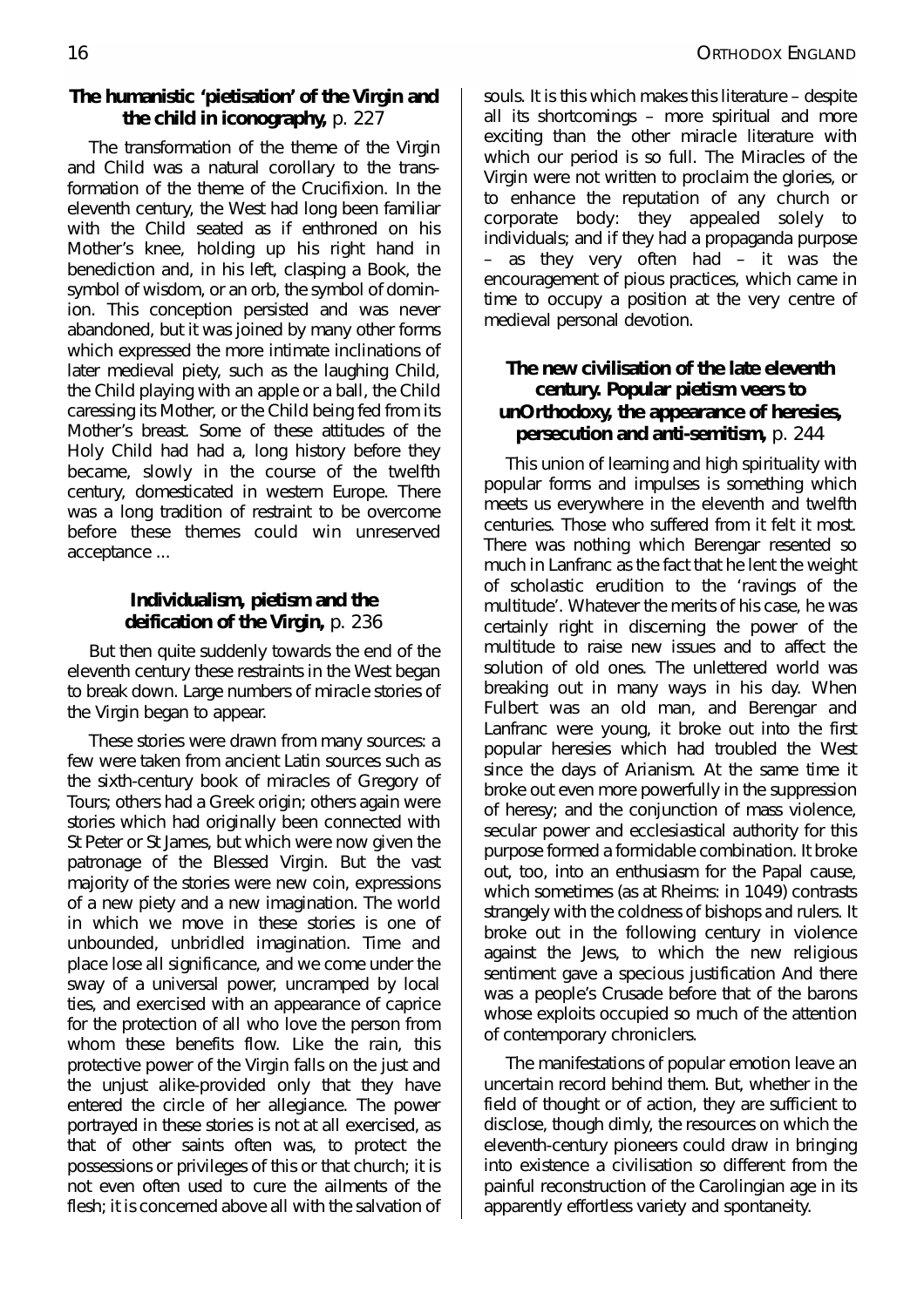### The humanistic 'pietisation' of the Virgin and the child in iconography, p. 227

The transformation of the theme of the Virgin and Child was a natural corollary to the transformation of the theme of the Crucifixion. In the eleventh century, the West had long been familiar with the Child seated as if enthroned on his Mother's knee, holding up his right hand in benediction and, in his left, clasping a Book, the symbol of wisdom, or an orb, the symbol of dominion. This conception persisted and was never abandoned, but it was joined by many other forms which expressed the more intimate inclinations of later medieval piety, such as the laughing Child, the Child playing with an apple or a ball, the Child caressing its Mother, or the Child being fed from its Mother's breast. Some of these attitudes of the Holy Child had had a, long history before they became, slowly in the course of the twelfth century, domesticated in western Europe. There was a long tradition of restraint to be overcome before these themes could win unreserved acceptance ...

### Individualism, pietism and the deification of the Virgin, p. 236

But then quite suddenly towards the end of the eleventh century these restraints in the West began to break down. Large numbers of miracle stories of the Virgin began to appear.

These stories were drawn from many sources: a few were taken from ancient Latin sources such as the sixth-century book of miracles of Gregory of Tours; others had a Greek origin; others again were stories which had originally been connected with St Peter or St James, but which were now given the patronage of the Blessed Virgin. But the vast majority of the stories were new coin, expressions of a new piety and a new imagination. The world in which we move in these stories is one of unbounded, unbridled imagination. Time and place lose all significance, and we come under the sway of a universal power, uncramped by local ties, and exercised with an appearance of caprice for the protection of all who love the person from whom these benefits flow. Like the rain, this protective power of the Virgin falls on the just and the unjust alike-provided only that they have entered the circle of her allegiance. The power portrayed in these stories is not at all exercised, as that of other saints often was, to protect the possessions or privileges of this or that church; it is not even often used to cure the ailments of the flesh; it is concerned above all with the salvation of souls. It is this which makes this literature – despite all its shortcomings – more spiritual and more exciting than the other miracle literature with which our period is so full. The Miracles of the Virgin were not written to proclaim the glories, or to enhance the reputation of any church or corporate body: they appealed solely to individuals; and if they had a propaganda purpose – as they very often had – it was the encouragement of pious practices, which came in time to occupy a position at the very centre of medieval personal devotion.

### The new civilisation of the late eleventh century. Popular pietism veers to unOrthodoxy, the appearance of heresies, persecution and anti-semitism, p. 244

This union of learning and high spirituality with popular forms and impulses is something which meets us everywhere in the eleventh and twelfth centuries. Those who suffered from it felt it most. There was nothing which Berengar resented so much in Lanfranc as the fact that he lent the weight of scholastic erudition to the 'ravings of the multitude'. Whatever the merits of his case, he was certainly right in discerning the power of the multitude to raise new issues and to affect the solution of old ones. The unlettered world was breaking out in many ways in his day. When Fulbert was an old man, and Berengar and Lanfranc were young, it broke out into the first popular heresies which had troubled the West since the days of Arianism. At the same time it broke out even more powerfully in the suppression of heresy; and the conjunction of mass violence, secular power and ecclesiastical authority for this purpose formed a formidable combination. It broke out, too, into an enthusiasm for the Papal cause, which sometimes (as at Rheims: in 1049) contrasts strangely with the coldness of bishops and rulers. It broke out in the following century in violence against the Jews, to which the new religious sentiment gave a specious justification And there was a people's Crusade before that of the barons whose exploits occupied so much of the attention of contemporary chroniclers.

The manifestations of popular emotion leave an uncertain record behind them. But, whether in the field of thought or of action, they are sufficient to disclose, though dimly, the resources on which the eleventh-century pioneers could draw in bringing into existence a civilisation so different from the painful reconstruction of the Carolingian age in its apparently effortless variety and spontaneity.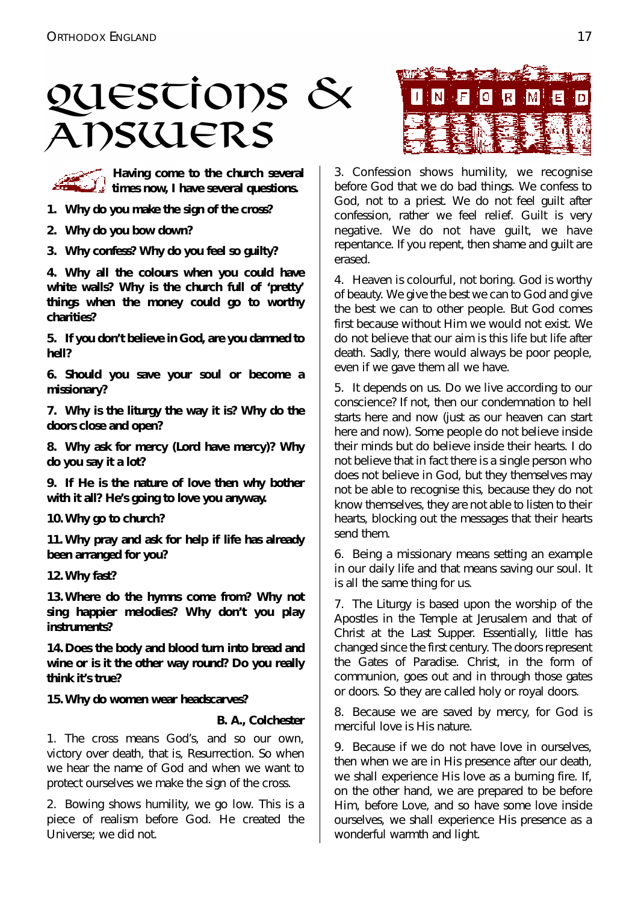# Questions & Answers

**Having come to the church several times now, I have several questions.**

**1. Why do you make the sign of the cross?**

**2. Why do you bow down?**

**3. Why confess? Why do you feel so guilty?**

**4. Why all the colours when you could have white walls? Why is the church full of 'pretty' things when the money could go to worthy charities?**

**5. If you don't believe in God, are you damned to hell?**

**6. Should you save your soul or become a missionary?**

**7. Why is the liturgy the way it is? Why do the doors close and open?**

**8. Why ask for mercy (Lord have mercy)? Why do you say it a lot?**

**9. If He is the nature of love then why bother with it all? He's going to love you anyway.**

**10. Why go to church?**

**11. Why pray and ask for help if life has already been arranged for you?**

**12. Why fast?**

**13. Where do the hymns come from? Why not sing happier melodies? Why don't you play instruments?**

**14. Does the body and blood turn into bread and wine or is it the other way round? Do you really think it's true?**

**15. Why do women wear headscarves?**

**B. A., Colchester**

1. The cross means God's, and so our own, victory over death, that is, Resurrection. So when we hear the name of God and when we want to protect ourselves we make the sign of the cross.

2. Bowing shows humility, we go low. This is a piece of realism before God. He created the Universe; we did not.

3. Confession shows humility, we recognise before God that we do bad things. We confess to God, not to a priest. We do not feel guilt after confession, rather we feel relief. Guilt is very negative. We do not have guilt, we have repentance. If you repent, then shame and guilt are erased.

4. Heaven is colourful, not boring. God is worthy of beauty. We give the best we can to God and give the best we can to other people. But God comes first because without Him we would not exist. We do not believe that our aim is this life but life after death. Sadly, there would always be poor people, even if we gave them all we have.

5. It depends on us. Do we live according to our conscience? If not, then our condemnation to hell starts here and now (just as our heaven can start here and now). Some people do not believe inside their minds but do believe inside their hearts. I do not believe that in fact there is a single person who does not believe in God, but they themselves may not be able to recognise this, because they do not know themselves, they are not able to listen to their hearts, blocking out the messages that their hearts send them.

6. Being a missionary means setting an example in our daily life and that means saving our soul. It is all the same thing for us.

7. The Liturgy is based upon the worship of the Apostles in the Temple at Jerusalem and that of Christ at the Last Supper. Essentially, little has changed since the first century. The doors represent the Gates of Paradise. Christ, in the form of communion, goes out and in through those gates or doors. So they are called holy or royal doors.

8. Because we are saved by mercy, for God is merciful love is His nature.

9. Because if we do not have love in ourselves, then when we are in His presence after our death, we shall experience His love as a burning fire. If, on the other hand, we are prepared to be before Him, before Love, and so have some love inside ourselves, we shall experience His presence as a wonderful warmth and light.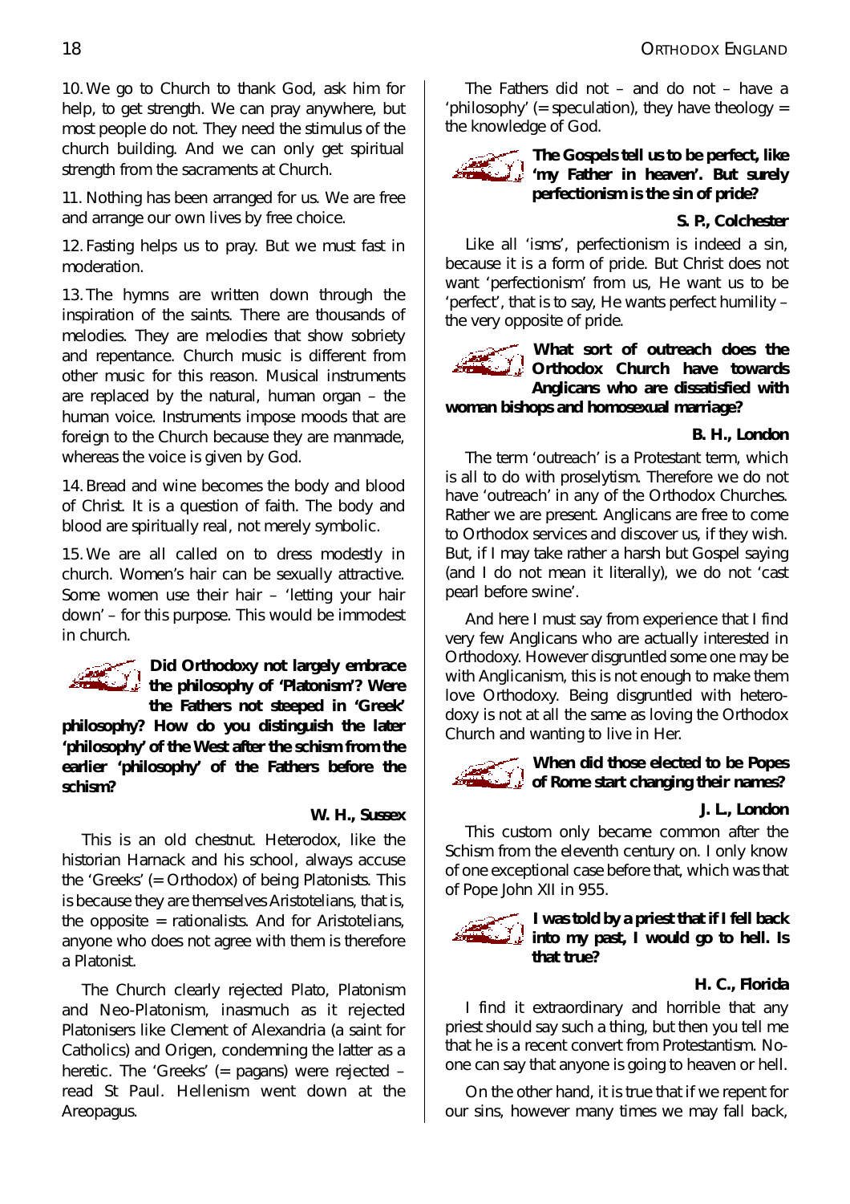10. We go to Church to thank God, ask him for help, to get strength. We can pray anywhere, but most people do not. They need the stimulus of the church building. And we can only get spiritual strength from the sacraments at Church.

11. Nothing has been arranged for us. We are free and arrange our own lives by free choice.

12. Fasting helps us to pray. But we must fast in moderation.

13. The hymns are written down through the inspiration of the saints. There are thousands of melodies. They are melodies that show sobriety and repentance. Church music is different from other music for this reason. Musical instruments are replaced by the natural, human organ – the human voice. Instruments impose moods that are foreign to the Church because they are manmade, whereas the voice is given by God.

14. Bread and wine becomes the body and blood of Christ. It is a question of faith. The body and blood are spiritually real, not merely symbolic.

15. We are all called on to dress modestly in church. Women's hair can be sexually attractive. Some women use their hair – 'letting your hair down' – for this purpose. This would be immodest in church.

**Did Orthodoxy not largely embrace the philosophy of 'Platonism'? Were the Fathers not steeped in 'Greek' philosophy? How do you distinguish the later 'philosophy' of the West after the schism from the earlier 'philosophy' of the Fathers before the schism?**

**W. H., Sussex**

This is an old chestnut. Heterodox, like the historian Harnack and his school, always accuse the 'Greeks' (= Orthodox) of being Platonists. This is because they are themselves Aristotelians, that is, the opposite = rationalists. And for Aristotelians, anyone who does not agree with them is therefore a Platonist.

The Church clearly rejected Plato, Platonism and Neo-Platonism, inasmuch as it rejected Platonisers like Clement of Alexandria (a saint for Catholics) and Origen, condemning the latter as a heretic. The 'Greeks' (= pagans) were rejected – read St Paul. Hellenism went down at the Areopagus.

The Fathers did not – and do not – have a 'philosophy' (= speculation), they have theology = the knowledge of God.

**The Gospels tell us to be perfect, like 'my Father in heaven'. But surely perfectionism is the sin of pride?**

**S. P., Colchester**

Like all 'isms', perfectionism is indeed a sin, because it is a form of pride. But Christ does not want 'perfectionism' from us, He want us to be 'perfect', that is to say, He wants perfect humility – the very opposite of pride.

**What sort of outreach does the Orthodox Church have towards Anglicans who are dissatisfied with woman bishops and homosexual marriage?**

**B. H., London**

The term 'outreach' is a Protestant term, which is all to do with proselytism. Therefore we do not have 'outreach' in any of the Orthodox Churches. Rather we are present. Anglicans are free to come to Orthodox services and discover us, if they wish. But, if I may take rather a harsh but Gospel saying (and I do not mean it literally), we do not 'cast pearl before swine'.

And here I must say from experience that I find very few Anglicans who are actually interested in Orthodoxy. However disgruntled some one may be with Anglicanism, this is not enough to make them love Orthodoxy. Being disgruntled with heterodoxy is not at all the same as loving the Orthodox Church and wanting to live in Her.

**When did those elected to be Popes of Rome start changing their names?**

**J. L., London**

This custom only became common after the Schism from the eleventh century on. I only know of one exceptional case before that, which was that of Pope John XII in 955.

**I was told by a priest that if I fell back into my past, I would go to hell. Is that true?**

**H. C., Florida**

I find it extraordinary and horrible that any priest should say such a thing, but then you tell me that he is a recent convert from Protestantism. No-one can say that anyone is going to heaven or hell.

On the other hand, it is true that if we repent for our sins, however many times we may fall back,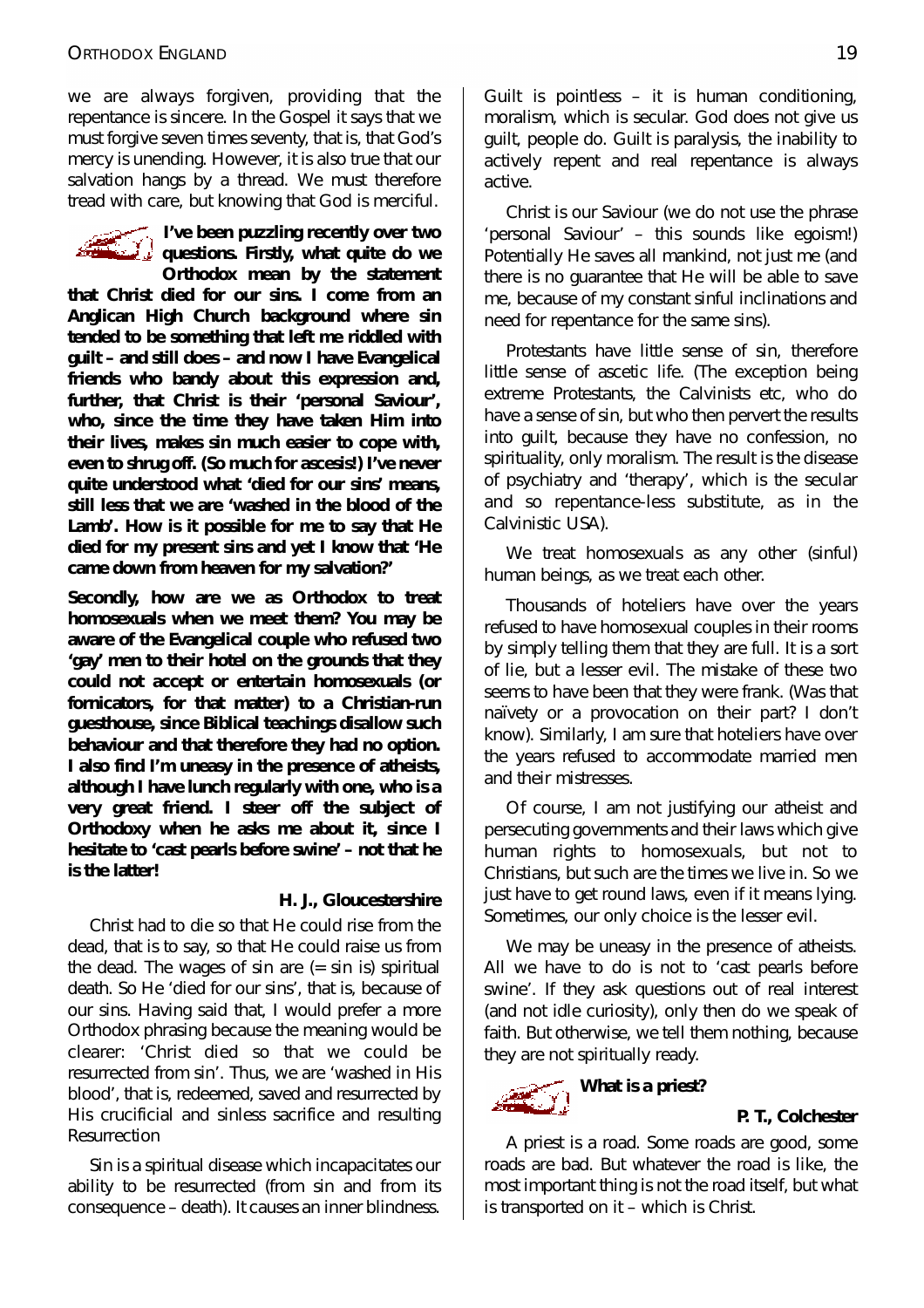we are always forgiven, providing that the repentance is sincere. In the Gospel it says that we must forgive seven times seventy, that is, that God's mercy is unending. However, it is also true that our salvation hangs by a thread. We must therefore tread with care, but knowing that God is merciful.

**I've been puzzling recently over two questions. Firstly, what quite do we Orthodox mean by the statement that Christ died for our sins. I come from an Anglican High Church background where sin tended to be something that left me riddled with guilt – and still does – and now I have Evangelical friends who bandy about this expression and, further, that Christ is their 'personal Saviour', who, since the time they have taken Him into their lives, makes sin much easier to cope with, even to shrug off. (So much for ascesis!) I've never quite understood what 'died for our sins' means, still less that we are 'washed in the blood of the Lamb'. How is it possible for me to say that He died for my present sins and yet I know that 'He came down from heaven for my salvation?'**

**Secondly, how are we as Orthodox to treat homosexuals when we meet them? You may be aware of the Evangelical couple who refused two 'gay' men to their hotel on the grounds that they could not accept or entertain homosexuals (or fornicators, for that matter) to a Christian-run guesthouse, since Biblical teachings disallow such behaviour and that therefore they had no option. I also find I'm uneasy in the presence of atheists, although I have lunch regularly with one, who is a very great friend. I steer off the subject of Orthodoxy when he asks me about it, since I hesitate to 'cast pearls before swine' – not that he is the latter!**

**H. J., Gloucestershire**

Christ had to die so that He could rise from the dead, that is to say, so that He could raise us from the dead. The wages of sin are (= sin is) spiritual death. So He 'died for our sins', that is, because of our sins. Having said that, I would prefer a more Orthodox phrasing because the meaning would be clearer: 'Christ died so that we could be resurrected from sin'. Thus, we are 'washed in His blood', that is, redeemed, saved and resurrected by His crucificial and sinless sacrifice and resulting Resurrection

Sin is a spiritual disease which incapacitates our ability to be resurrected (from sin and from its consequence – death). It causes an inner blindness. Guilt is pointless – it is human conditioning, moralism, which is secular. God does not give us guilt, people do. Guilt is paralysis, the inability to actively repent and real repentance is always active.

Christ is our Saviour (we do not use the phrase 'personal Saviour' – this sounds like egoism!) Potentially He saves all mankind, not just me (and there is no guarantee that He will be able to save me, because of my constant sinful inclinations and need for repentance for the same sins).

Protestants have little sense of sin, therefore little sense of ascetic life. (The exception being extreme Protestants, the Calvinists etc, who do have a sense of sin, but who then pervert the results into guilt, because they have no confession, no spirituality, only moralism. The result is the disease of psychiatry and 'therapy', which is the secular and so repentance-less substitute, as in the Calvinistic USA).

We treat homosexuals as any other (sinful) human beings, as we treat each other.

Thousands of hoteliers have over the years refused to have homosexual couples in their rooms by simply telling them that they are full. It is a sort of lie, but a lesser evil. The mistake of these two seems to have been that they were frank. (Was that naïvety or a provocation on their part? I don't know). Similarly, I am sure that hoteliers have over the years refused to accommodate married men and their mistresses.

Of course, I am not justifying our atheist and persecuting governments and their laws which give human rights to homosexuals, but not to Christians, but such are the times we live in. So we just have to get round laws, even if it means lying. Sometimes, our only choice is the lesser evil.

We may be uneasy in the presence of atheists. All we have to do is not to 'cast pearls before swine'. If they ask questions out of real interest (and not idle curiosity), only then do we speak of faith. But otherwise, we tell them nothing, because they are not spiritually ready.

**What is a priest?**

**P. T., Colchester**

A priest is a road. Some roads are good, some roads are bad. But whatever the road is like, the most important thing is not the road itself, but what is transported on it – which is Christ.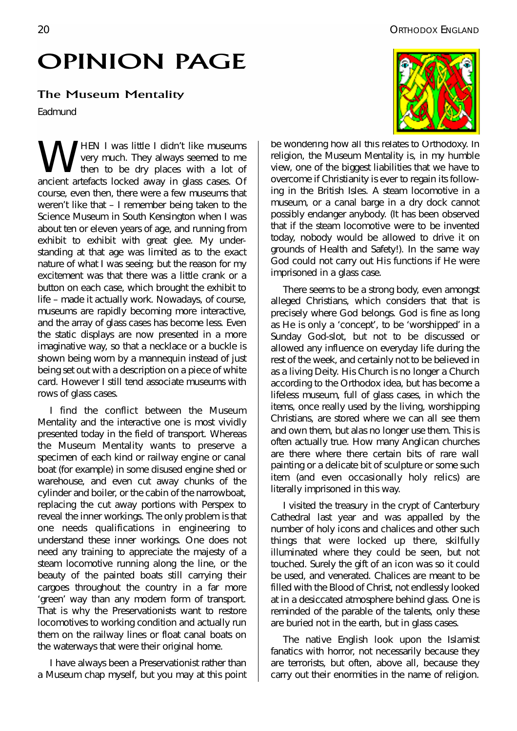# OPINION PAGE

## The Museum Mentality

Eadmund

WHEN I was little I didn't like museums very much. They always seemed to me then to be dry places with a lot of ancient artefacts locked away in glass cases. Of course, even then, there were a few museums that weren't like that – I remember being taken to the Science Museum in South Kensington when I was about ten or eleven years of age, and running from exhibit to exhibit with great glee. My understanding at that age was limited as to the exact nature of what I was seeing; but the reason for my excitement was that there was a little crank or a button on each case, which brought the exhibit to life – made it actually work. Nowadays, of course, museums are rapidly becoming more interactive, and the array of glass cases has become less. Even the static displays are now presented in a more imaginative way, so that a necklace or a buckle is shown being worn by a mannequin instead of just being set out with a description on a piece of white card. However I still tend associate museums with rows of glass cases.

I find the conflict between the Museum Mentality and the interactive one is most vividly presented today in the field of transport. Whereas the Museum Mentality wants to preserve a specimen of each kind or railway engine or canal boat (for example) in some disused engine shed or warehouse, and even cut away chunks of the cylinder and boiler, or the cabin of the narrowboat, replacing the cut away portions with Perspex to reveal the inner workings. The only problem is that one needs qualifications in engineering to understand these inner workings. One does not need any training to appreciate the majesty of a steam locomotive running along the line, or the beauty of the painted boats still carrying their cargoes throughout the country in a far more 'green' way than any modern form of transport. That is why the Preservationists want to restore locomotives to working condition and actually run them on the railway lines or float canal boats on the waterways that were their original home.

I have always been a Preservationist rather than a Museum chap myself, but you may at this point be wondering how all this relates to Orthodoxy. In religion, the Museum Mentality is, in my humble view, one of the biggest liabilities that we have to overcome if Christianity is ever to regain its following in the British Isles. A steam locomotive in a museum, or a canal barge in a dry dock cannot possibly endanger anybody. (It has been observed that if the steam locomotive were to be invented today, nobody would be allowed to drive it on grounds of Health and Safety!). In the same way God could not carry out His functions if He were imprisoned in a glass case.

There seems to be a strong body, even amongst alleged Christians, which considers that that is precisely where God belongs. God is fine as long as He is only a 'concept', to be 'worshipped' in a Sunday God-slot, but not to be discussed or allowed any influence on everyday life during the rest of the week, and certainly not to be believed in as a living Deity. His Church is no longer a Church according to the Orthodox idea, but has become a lifeless museum, full of glass cases, in which the items, once really used by the living, worshipping Christians, are stored where we can all see them and own them, but alas no longer use them. This is often actually true. How many Anglican churches are there where there certain bits of rare wall painting or a delicate bit of sculpture or some such item (and even occasionally holy relics) are literally imprisoned in this way.

I visited the treasury in the crypt of Canterbury Cathedral last year and was appalled by the number of holy icons and chalices and other such things that were locked up there, skilfully illuminated where they could be seen, but not touched. Surely the gift of an icon was so it could be used, and venerated. Chalices are meant to be filled with the Blood of Christ, not endlessly looked at in a desiccated atmosphere behind glass. One is reminded of the parable of the talents, only these are buried not in the earth, but in glass cases.

The native English look upon the Islamist fanatics with horror, not necessarily because they are terrorists, but often, above all, because they carry out their enormities in the name of religion.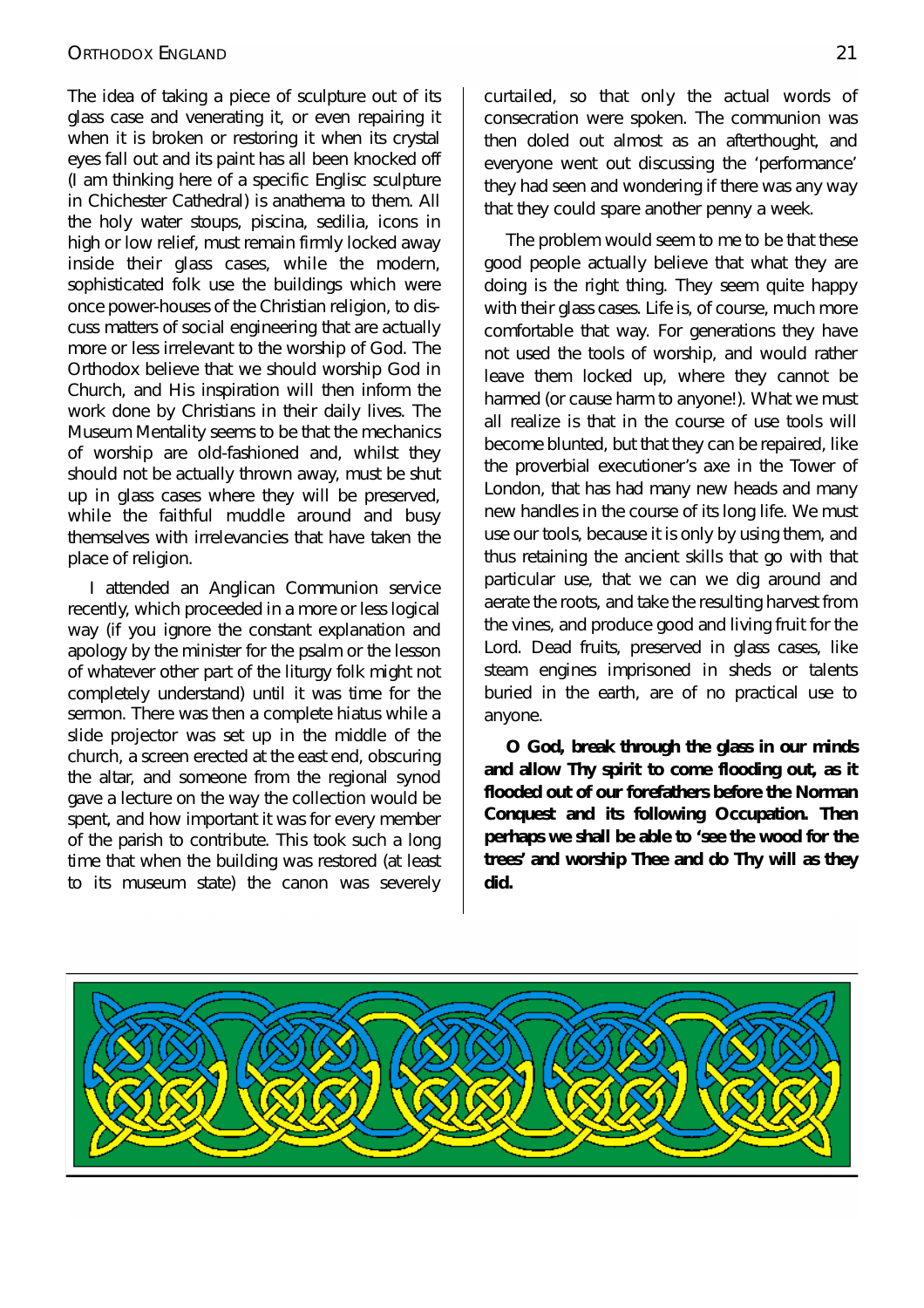The idea of taking a piece of sculpture out of its glass case and venerating it, or even repairing it when it is broken or restoring it when its crystal eyes fall out and its paint has all been knocked off (I am thinking here of a specific Englisc sculpture in Chichester Cathedral) is anathema to them. All the holy water stoups, piscina, sedilia, icons in high or low relief, must remain firmly locked away inside their glass cases, while the modern, sophisticated folk use the buildings which were once power-houses of the Christian religion, to discuss matters of social engineering that are actually more or less irrelevant to the worship of God. The Orthodox believe that we should worship God in Church, and His inspiration will then inform the work done by Christians in their daily lives. The Museum Mentality seems to be that the mechanics of worship are old-fashioned and, whilst they should not be actually thrown away, must be shut up in glass cases where they will be preserved, while the faithful muddle around and busy themselves with irrelevancies that have taken the place of religion.

I attended an Anglican Communion service recently, which proceeded in a more or less logical way (if you ignore the constant explanation and apology by the minister for the psalm or the lesson of whatever other part of the liturgy folk might not completely understand) until it was time for the sermon. There was then a complete hiatus while a slide projector was set up in the middle of the church, a screen erected at the east end, obscuring the altar, and someone from the regional synod gave a lecture on the way the collection would be spent, and how important it was for every member of the parish to contribute. This took such a long time that when the building was restored (at least to its museum state) the canon was severely curtailed, so that only the actual words of consecration were spoken. The communion was then doled out almost as an afterthought, and everyone went out discussing the 'performance' they had seen and wondering if there was any way that they could spare another penny a week.

The problem would seem to me to be that these good people actually believe that what they are doing is the right thing. They seem quite happy with their glass cases. Life is, of course, much more comfortable that way. For generations they have not used the tools of worship, and would rather leave them locked up, where they cannot be harmed (or cause harm to anyone!). What we must all realize is that in the course of use tools will become blunted, but that they can be repaired, like the proverbial executioner's axe in the Tower of London, that has had many new heads and many new handles in the course of its long life. We must use our tools, because it is only by using them, and thus retaining the ancient skills that go with that particular use, that we can we dig around and aerate the roots, and take the resulting harvest from the vines, and produce good and living fruit for the Lord. Dead fruits, preserved in glass cases, like steam engines imprisoned in sheds or talents buried in the earth, are of no practical use to anyone.

**O God, break through the glass in our minds and allow Thy spirit to come flooding out, as it flooded out of our forefathers before the Norman Conquest and its following Occupation. Then perhaps we shall be able to 'see the wood for the trees' and worship Thee and do Thy will as they did.**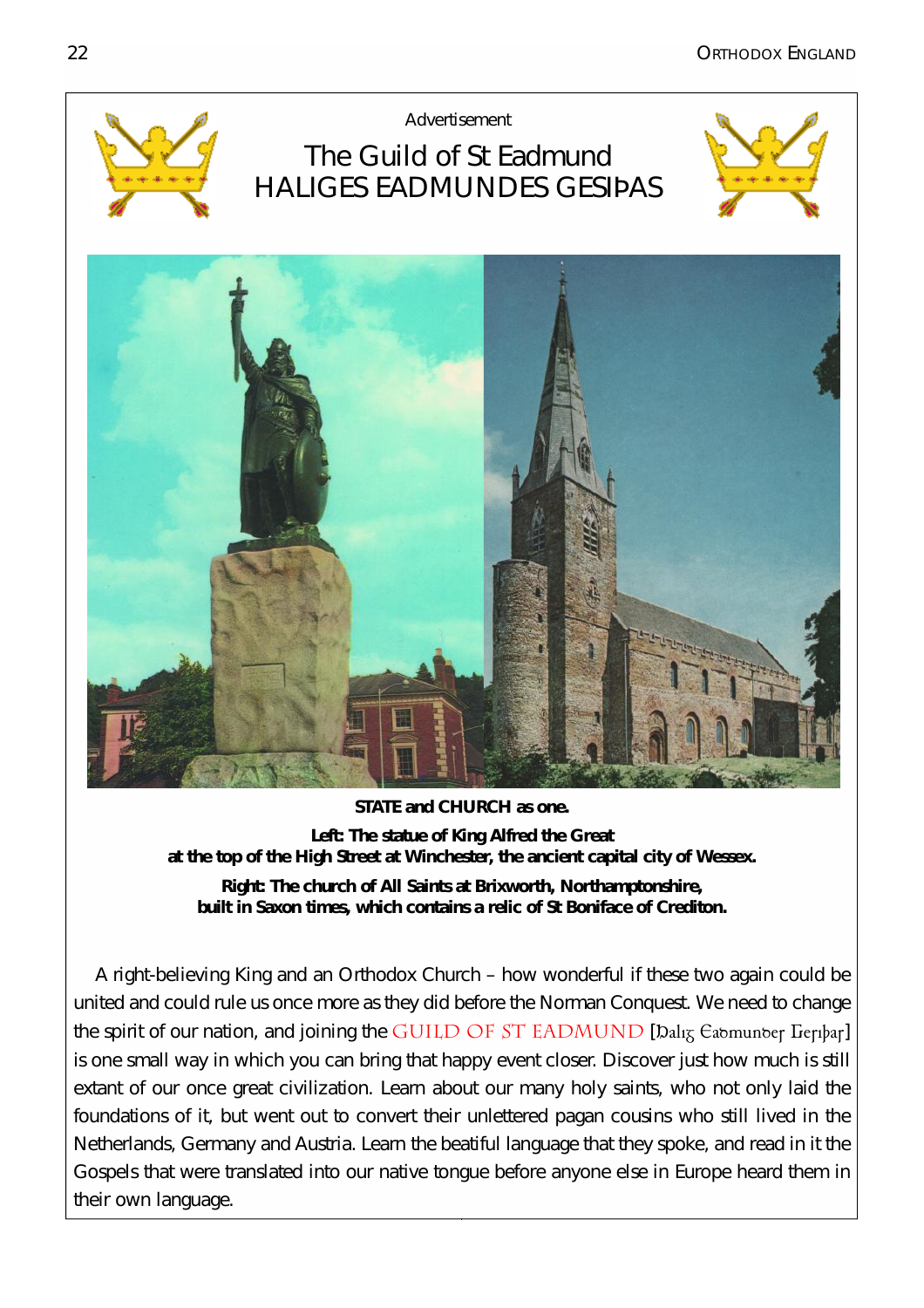Advertisement

# The Guild of St Eadmund
## HALIGES EADMUNDES GESIÞAS

**STATE and CHURCH as one.**

**Left: The statue of King Alfred the Great at the top of the High Street at Winchester, the ancient capital city of Wessex.**

**Right: The church of All Saints at Brixworth, Northamptonshire, built in Saxon times, which contains a relic of St Boniface of Crediton.**

A right-believing King and an Orthodox Church – how wonderful if these two again could be united and could rule us once more as they did before the Norman Conquest. We need to change the spirit of our nation, and joining the GUILD OF ST EADMUND [Haliȝ Eadmundes Gesiþas] is one small way in which you can bring that happy event closer. Discover just how much is still extant of our once great civilization. Learn about our many holy saints, who not only laid the foundations of it, but went out to convert their unlettered pagan cousins who still lived in the Netherlands, Germany and Austria. Learn the beatiful language that they spoke, and read in it the Gospels that were translated into our native tongue before anyone else in Europe heard them in their own language.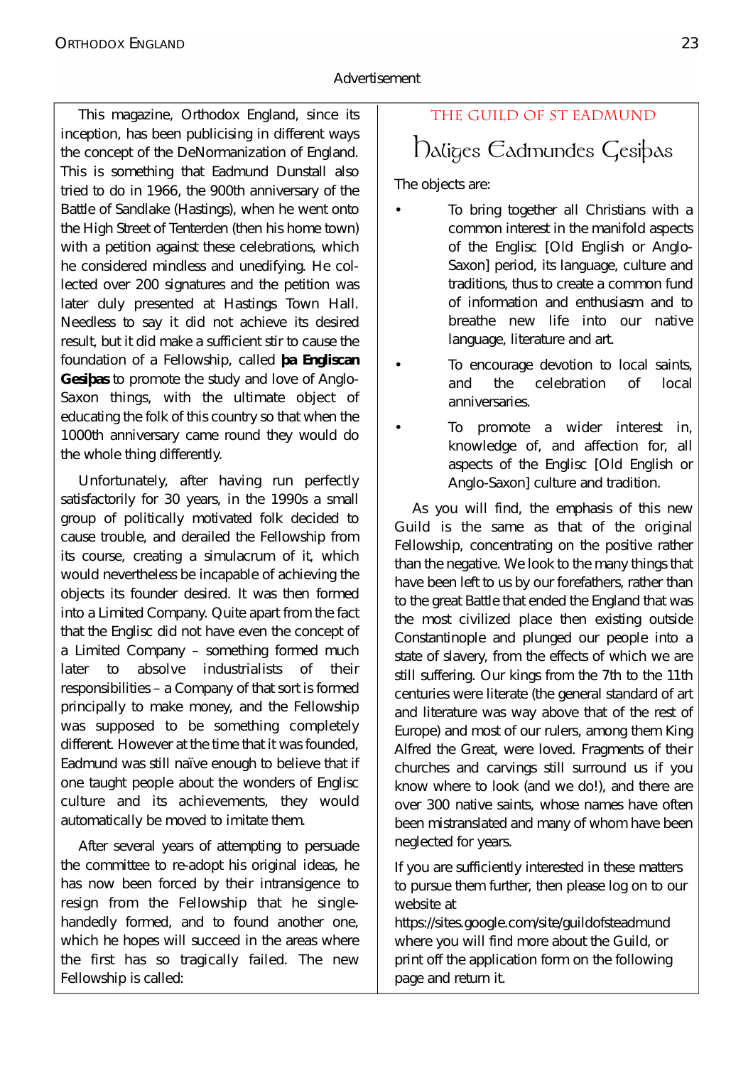Advertisement

This magazine, Orthodox England, since its inception, has been publicising in different ways the concept of the DeNormanization of England. This is something that Eadmund Dunstall also tried to do in 1966, the 900th anniversary of the Battle of Sandlake (Hastings), when he went onto the High Street of Tenterden (then his home town) with a petition against these celebrations, which he considered mindless and unedifying. He collected over 200 signatures and the petition was later duly presented at Hastings Town Hall. Needless to say it did not achieve its desired result, but it did make a sufficient stir to cause the foundation of a Fellowship, called **þa Engliscan Gesiþas** to promote the study and love of Anglo-Saxon things, with the ultimate object of educating the folk of this country so that when the 1000th anniversary came round they would do the whole thing differently.

Unfortunately, after having run perfectly satisfactorily for 30 years, in the 1990s a small group of politically motivated folk decided to cause trouble, and derailed the Fellowship from its course, creating a simulacrum of it, which would nevertheless be incapable of achieving the objects its founder desired. It was then formed into a Limited Company. Quite apart from the fact that the Englisc did not have even the concept of a Limited Company – something formed much later to absolve industrialists of their responsibilities – a Company of that sort is formed principally to make money, and the Fellowship was supposed to be something completely different. However at the time that it was founded, Eadmund was still naïve enough to believe that if one taught people about the wonders of Englisc culture and its achievements, they would automatically be moved to imitate them.

After several years of attempting to persuade the committee to re-adopt his original ideas, he has now been forced by their intransigence to resign from the Fellowship that he single-handedly formed, and to found another one, which he hopes will succeed in the areas where the first has so tragically failed. The new Fellowship is called:

## THE GUILD OF ST EADMUND

## Haliges Eadmundes Gesiþas

The objects are:

- To bring together all Christians with a common interest in the manifold aspects of the Englisc [Old English or Anglo-Saxon] period, its language, culture and traditions, thus to create a common fund of information and enthusiasm and to breathe new life into our native language, literature and art.
- To encourage devotion to local saints, and the celebration of local anniversaries.
- To promote a wider interest in, knowledge of, and affection for, all aspects of the Englisc [Old English or Anglo-Saxon] culture and tradition.

As you will find, the emphasis of this new Guild is the same as that of the original Fellowship, concentrating on the positive rather than the negative. We look to the many things that have been left to us by our forefathers, rather than to the great Battle that ended the England that was the most civilized place then existing outside Constantinople and plunged our people into a state of slavery, from the effects of which we are still suffering. Our kings from the 7th to the 11th centuries were literate (the general standard of art and literature was way above that of the rest of Europe) and most of our rulers, among them King Alfred the Great, were loved. Fragments of their churches and carvings still surround us if you know where to look (and we do!), and there are over 300 native saints, whose names have often been mistranslated and many of whom have been neglected for years.

If you are sufficiently interested in these matters to pursue them further, then please log on to our website at https://sites.google.com/site/guildofsteadmund where you will find more about the Guild, or print off the application form on the following page and return it.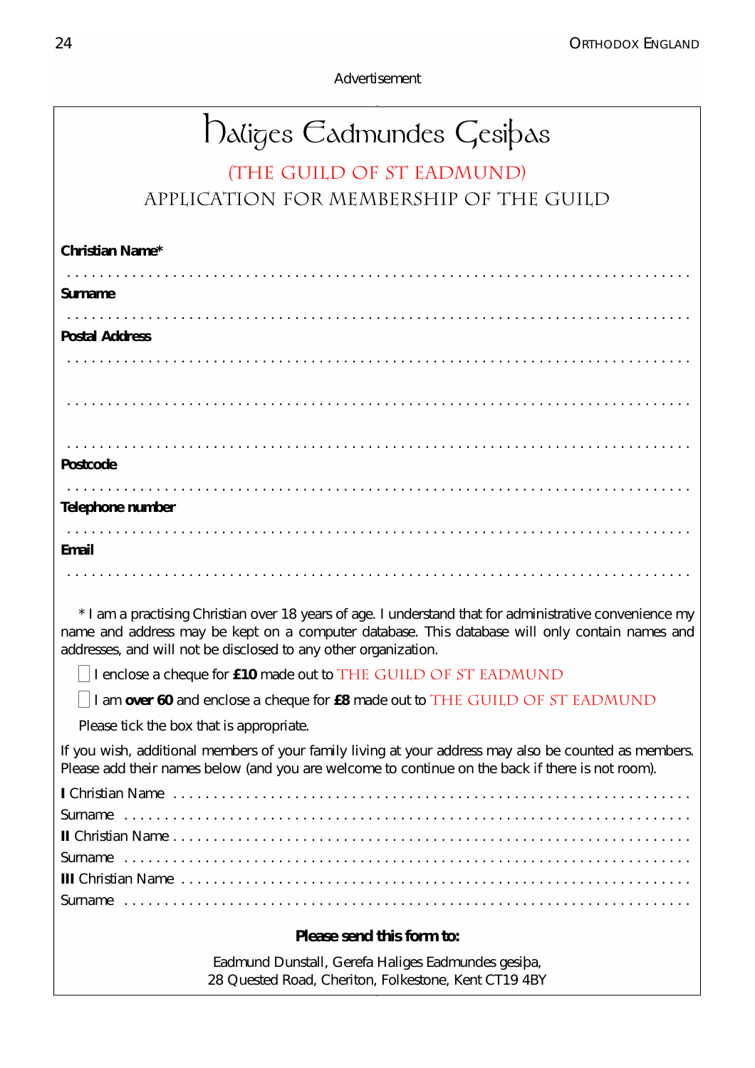Advertisement

# Haliges Eadmundes Gesiþas

## (THE GUILD OF ST EADMUND)

### APPLICATION FOR MEMBERSHIP OF THE GUILD

**Christian Name***

. . . . . . . . . . . . . . . . . . . . . . . . . . . . . . . . . . . . . . . . . . . . . . . . . . . . . . . . . . . . . . . . . . . . . . . . .

**Surname**

. . . . . . . . . . . . . . . . . . . . . . . . . . . . . . . . . . . . . . . . . . . . . . . . . . . . . . . . . . . . . . . . . . . . . . . . .

**Postal Address**

. . . . . . . . . . . . . . . . . . . . . . . . . . . . . . . . . . . . . . . . . . . . . . . . . . . . . . . . . . . . . . . . . . . . . . . . .

. . . . . . . . . . . . . . . . . . . . . . . . . . . . . . . . . . . . . . . . . . . . . . . . . . . . . . . . . . . . . . . . . . . . . . . . .

. . . . . . . . . . . . . . . . . . . . . . . . . . . . . . . . . . . . . . . . . . . . . . . . . . . . . . . . . . . . . . . . . . . . . . . . .

**Postcode**

. . . . . . . . . . . . . . . . . . . . . . . . . . . . . . . . . . . . . . . . . . . . . . . . . . . . . . . . . . . . . . . . . . . . . . . . .

**Telephone number**

. . . . . . . . . . . . . . . . . . . . . . . . . . . . . . . . . . . . . . . . . . . . . . . . . . . . . . . . . . . . . . . . . . . . . . . . .

**Email**

. . . . . . . . . . . . . . . . . . . . . . . . . . . . . . . . . . . . . . . . . . . . . . . . . . . . . . . . . . . . . . . . . . . . . . . . .

* I am a practising Christian over 18 years of age. I understand that for administrative convenience my name and address may be kept on a computer database. This database will only contain names and addresses, and will not be disclosed to any other organization.

☐ I enclose a cheque for **£10** made out to THE GUILD OF ST EADMUND

☐ I am **over 60** and enclose a cheque for **£8** made out to THE GUILD OF ST EADMUND

Please tick the box that is appropriate.

If you wish, additional members of your family living at your address may also be counted as members. Please add their names below (and you are welcome to continue on the back if there is not room).

**I** Christian Name . . . . . . . . . . . . . . . . . . . . . . . . . . . . . . . . . . . . . . . . . . . . . . . . . . . . . . . . . . . . .

Surname . . . . . . . . . . . . . . . . . . . . . . . . . . . . . . . . . . . . . . . . . . . . . . . . . . . . . . . . . . . . . . . . . .

**II** Christian Name . . . . . . . . . . . . . . . . . . . . . . . . . . . . . . . . . . . . . . . . . . . . . . . . . . . . . . . . . . . . .

Surname . . . . . . . . . . . . . . . . . . . . . . . . . . . . . . . . . . . . . . . . . . . . . . . . . . . . . . . . . . . . . . . . . .

**III** Christian Name . . . . . . . . . . . . . . . . . . . . . . . . . . . . . . . . . . . . . . . . . . . . . . . . . . . . . . . . . . . .

Surname . . . . . . . . . . . . . . . . . . . . . . . . . . . . . . . . . . . . . . . . . . . . . . . . . . . . . . . . . . . . . . . . . .

**Please send this form to:**

Eadmund Dunstall, Gerefa Haliges Eadmundes gesiþa,
28 Quested Road, Cheriton, Folkestone, Kent CT19 4BY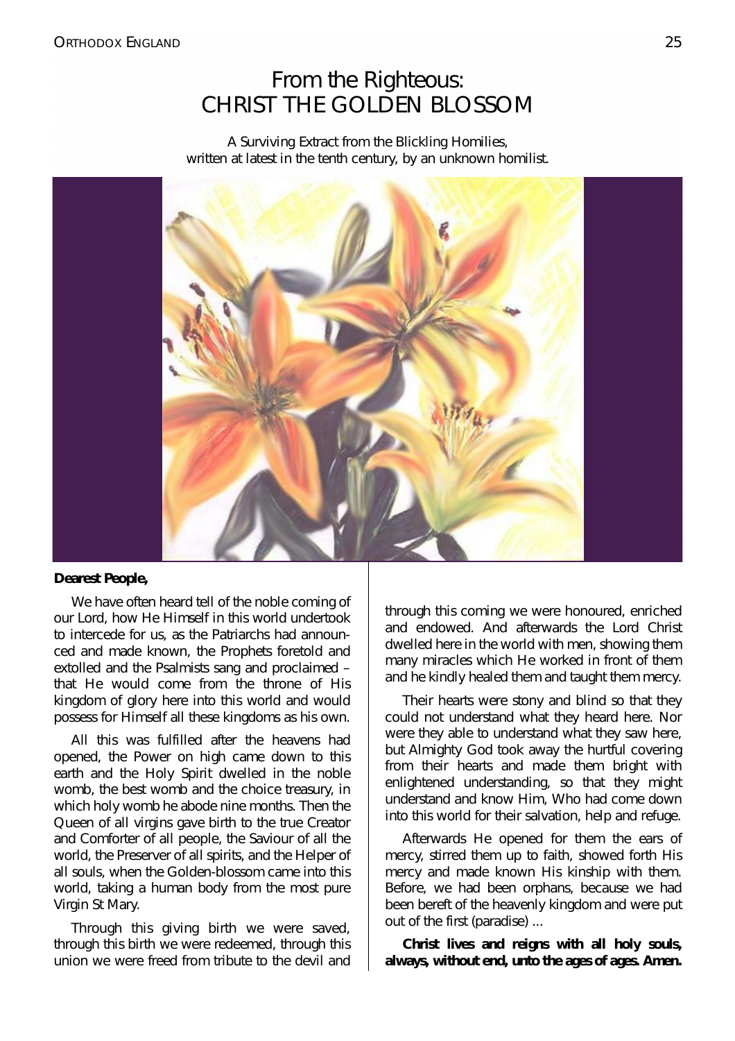# From the Righteous: CHRIST THE GOLDEN BLOSSOM

A Surviving Extract from the Blickling Homilies, written at latest in the tenth century, by an unknown homilist.

**Dearest People,**

We have often heard tell of the noble coming of our Lord, how He Himself in this world undertook to intercede for us, as the Patriarchs had announced and made known, the Prophets foretold and extolled and the Psalmists sang and proclaimed – that He would come from the throne of His kingdom of glory here into this world and would possess for Himself all these kingdoms as his own.

All this was fulfilled after the heavens had opened, the Power on high came down to this earth and the Holy Spirit dwelled in the noble womb, the best womb and the choice treasury, in which holy womb he abode nine months. Then the Queen of all virgins gave birth to the true Creator and Comforter of all people, the Saviour of all the world, the Preserver of all spirits, and the Helper of all souls, when the Golden-blossom came into this world, taking a human body from the most pure Virgin St Mary.

Through this giving birth we were saved, through this birth we were redeemed, through this union we were freed from tribute to the devil and through this coming we were honoured, enriched and endowed. And afterwards the Lord Christ dwelled here in the world with men, showing them many miracles which He worked in front of them and he kindly healed them and taught them mercy.

Their hearts were stony and blind so that they could not understand what they heard here. Nor were they able to understand what they saw here, but Almighty God took away the hurtful covering from their hearts and made them bright with enlightened understanding, so that they might understand and know Him, Who had come down into this world for their salvation, help and refuge.

Afterwards He opened for them the ears of mercy, stirred them up to faith, showed forth His mercy and made known His kinship with them. Before, we had been orphans, because we had been bereft of the heavenly kingdom and were put out of the first (paradise) ...

**Christ lives and reigns with all holy souls, always, without end, unto the ages of ages. Amen.**